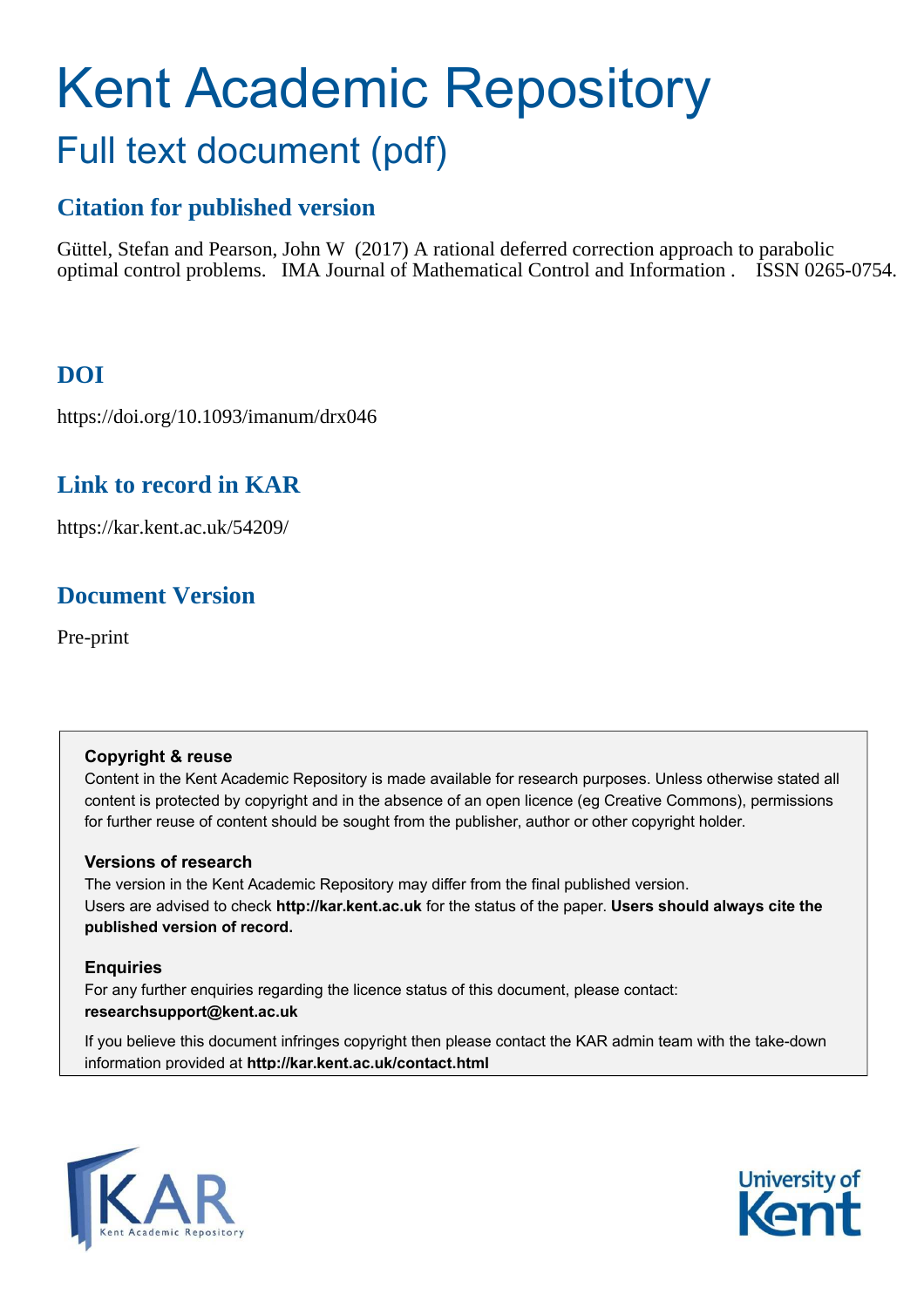# Kent Academic Repository

## Full text document (pdf)

### Citation for published version

Güttel, Stefan and Pearson, John W (2017) A rational deferred correction approach to parabolic optimal control problems. IMA Journal of Mathematical Control and Information . ISSN 0265-0754.

### DOI

https://doi.org/10.1093/imanum/drx046

### Link to record in KAR

https://kar.kent.ac.uk/54209/

### Document Version

Pre-print

**Copyright & reuse**

Content in the Kent Academic Repository is made available for research purposes. Unless otherwise stated all content is protected by copyright and in the absence of an open licence (eg Creative Commons), permissions for further reuse of content should be sought from the publisher, author or other copyright holder.

**Versions of research**

The version in the Kent Academic Repository may differ from the final published version.
Users are advised to check **http://kar.kent.ac.uk** for the status of the paper. **Users should always cite the published version of record.**

**Enquiries**

For any further enquiries regarding the licence status of this document, please contact:
**researchsupport@kent.ac.uk**

If you believe this document infringes copyright then please contact the KAR admin team with the take-down information provided at **http://kar.kent.ac.uk/contact.html**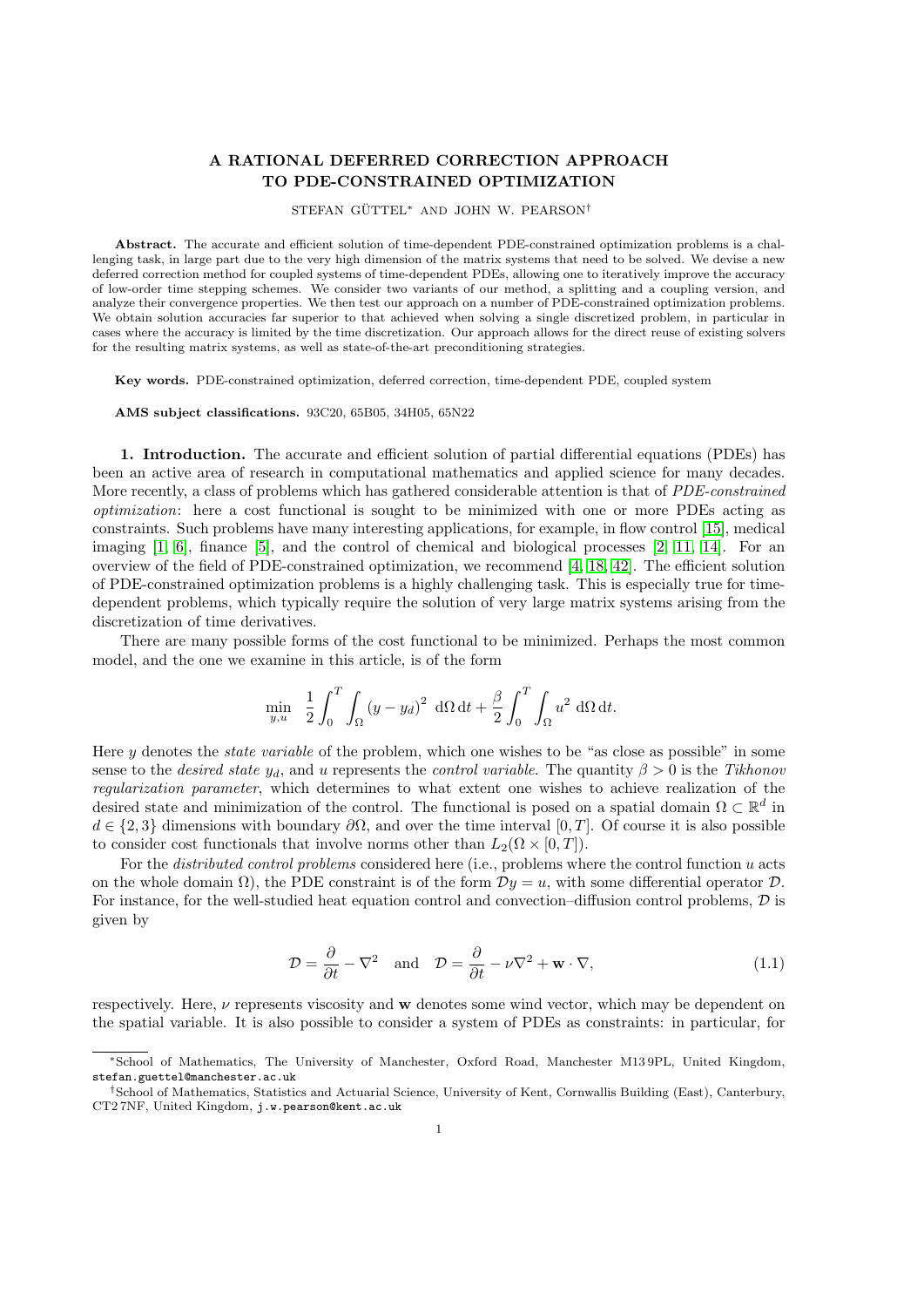# A RATIONAL DEFERRED CORRECTION APPROACH TO PDE-CONSTRAINED OPTIMIZATION

STEFAN GÜTTEL* AND JOHN W. PEARSON†

**Abstract.** The accurate and efficient solution of time-dependent PDE-constrained optimization problems is a challenging task, in large part due to the very high dimension of the matrix systems that need to be solved. We devise a new deferred correction method for coupled systems of time-dependent PDEs, allowing one to iteratively improve the accuracy of low-order time stepping schemes. We consider two variants of our method, a splitting and a coupling version, and analyze their convergence properties. We then test our approach on a number of PDE-constrained optimization problems. We obtain solution accuracies far superior to that achieved when solving a single discretized problem, in particular in cases where the accuracy is limited by the time discretization. Our approach allows for the direct reuse of existing solvers for the resulting matrix systems, as well as state-of-the-art preconditioning strategies.

**Key words.** PDE-constrained optimization, deferred correction, time-dependent PDE, coupled system

**AMS subject classifications.** 93C20, 65B05, 34H05, 65N22

**1. Introduction.** The accurate and efficient solution of partial differential equations (PDEs) has been an active area of research in computational mathematics and applied science for many decades. More recently, a class of problems which has gathered considerable attention is that of *PDE-constrained optimization*: here a cost functional is sought to be minimized with one or more PDEs acting as constraints. Such problems have many interesting applications, for example, in flow control [15], medical imaging [1, 6], finance [5], and the control of chemical and biological processes [2, 11, 14]. For an overview of the field of PDE-constrained optimization, we recommend [4, 18, 42]. The efficient solution of PDE-constrained optimization problems is a highly challenging task. This is especially true for time-dependent problems, which typically require the solution of very large matrix systems arising from the discretization of time derivatives.

There are many possible forms of the cost functional to be minimized. Perhaps the most common model, and the one we examine in this article, is of the form

$$\min_{y,u} \quad \frac{1}{2}\int_0^T \int_\Omega (y - y_d)^2 \; \mathrm{d}\Omega \, \mathrm{d}t + \frac{\beta}{2}\int_0^T \int_\Omega u^2 \; \mathrm{d}\Omega \, \mathrm{d}t.$$

Here $y$ denotes the *state variable* of the problem, which one wishes to be "as close as possible" in some sense to the *desired state* $y_d$, and $u$ represents the *control variable*. The quantity $\beta > 0$ is the *Tikhonov regularization parameter*, which determines to what extent one wishes to achieve realization of the desired state and minimization of the control. The functional is posed on a spatial domain $\Omega \subset \mathbb{R}^d$ in $d \in \{2, 3\}$ dimensions with boundary $\partial\Omega$, and over the time interval $[0, T]$. Of course it is also possible to consider cost functionals that involve norms other than $L_2(\Omega \times [0, T])$.

For the *distributed control problems* considered here (i.e., problems where the control function $u$ acts on the whole domain $\Omega$), the PDE constraint is of the form $\mathcal{D}y = u$, with some differential operator $\mathcal{D}$. For instance, for the well-studied heat equation control and convection–diffusion control problems, $\mathcal{D}$ is given by

$$\mathcal{D} = \frac{\partial}{\partial t} - \nabla^2 \quad \text{and} \quad \mathcal{D} = \frac{\partial}{\partial t} - \nu\nabla^2 + \mathbf{w}\cdot\nabla, \tag{1.1}$$

respectively. Here, $\nu$ represents viscosity and $\mathbf{w}$ denotes some wind vector, which may be dependent on the spatial variable. It is also possible to consider a system of PDEs as constraints: in particular, for

---

*School of Mathematics, The University of Manchester, Oxford Road, Manchester M13 9PL, United Kingdom, stefan.guettel@manchester.ac.uk

†School of Mathematics, Statistics and Actuarial Science, University of Kent, Cornwallis Building (East), Canterbury, CT2 7NF, United Kingdom, j.w.pearson@kent.ac.uk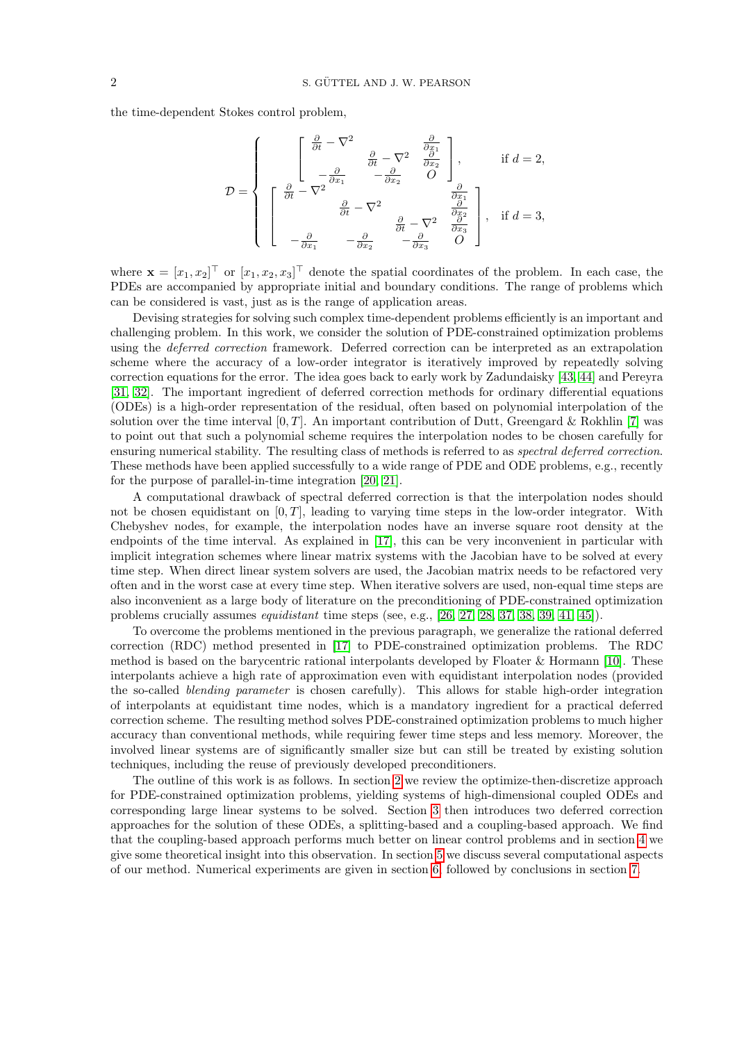the time-dependent Stokes control problem,

$$
\mathcal{D} = \begin{cases} \begin{bmatrix} \frac{\partial}{\partial t} - \nabla^2 & & \frac{\partial}{\partial x_1} \\ & \frac{\partial}{\partial t} - \nabla^2 & \frac{\partial}{\partial x_2} \\ -\frac{\partial}{\partial x_1} & -\frac{\partial}{\partial x_2} & O \end{bmatrix}, & \text{if } d = 2, \\ \begin{bmatrix} \frac{\partial}{\partial t} - \nabla^2 & & & \frac{\partial}{\partial x_1} \\ & \frac{\partial}{\partial t} - \nabla^2 & & \frac{\partial}{\partial x_2} \\ & & \frac{\partial}{\partial t} - \nabla^2 & \frac{\partial}{\partial x_3} \\ -\frac{\partial}{\partial x_1} & -\frac{\partial}{\partial x_2} & -\frac{\partial}{\partial x_3} & O \end{bmatrix}, & \text{if } d = 3, \end{cases}
$$

where $\mathbf{x} = [x_1, x_2]^\top$ or $[x_1, x_2, x_3]^\top$ denote the spatial coordinates of the problem. In each case, the PDEs are accompanied by appropriate initial and boundary conditions. The range of problems which can be considered is vast, just as is the range of application areas.

Devising strategies for solving such complex time-dependent problems efficiently is an important and challenging problem. In this work, we consider the solution of PDE-constrained optimization problems using the *deferred correction* framework. Deferred correction can be interpreted as an extrapolation scheme where the accuracy of a low-order integrator is iteratively improved by repeatedly solving correction equations for the error. The idea goes back to early work by Zadundaisky [43, 44] and Pereyra [31, 32]. The important ingredient of deferred correction methods for ordinary differential equations (ODEs) is a high-order representation of the residual, often based on polynomial interpolation of the solution over the time interval $[0, T]$. An important contribution of Dutt, Greengard & Rokhlin [7] was to point out that such a polynomial scheme requires the interpolation nodes to be chosen carefully for ensuring numerical stability. The resulting class of methods is referred to as *spectral deferred correction*. These methods have been applied successfully to a wide range of PDE and ODE problems, e.g., recently for the purpose of parallel-in-time integration [20, 21].

A computational drawback of spectral deferred correction is that the interpolation nodes should not be chosen equidistant on $[0, T]$, leading to varying time steps in the low-order integrator. With Chebyshev nodes, for example, the interpolation nodes have an inverse square root density at the endpoints of the time interval. As explained in [17], this can be very inconvenient in particular with implicit integration schemes where linear matrix systems with the Jacobian have to be solved at every time step. When direct linear system solvers are used, the Jacobian matrix needs to be refactored very often and in the worst case at every time step. When iterative solvers are used, non-equal time steps are also inconvenient as a large body of literature on the preconditioning of PDE-constrained optimization problems crucially assumes *equidistant* time steps (see, e.g., [26, 27, 28, 37, 38, 39, 41, 45]).

To overcome the problems mentioned in the previous paragraph, we generalize the rational deferred correction (RDC) method presented in [17] to PDE-constrained optimization problems. The RDC method is based on the barycentric rational interpolants developed by Floater & Hormann [10]. These interpolants achieve a high rate of approximation even with equidistant interpolation nodes (provided the so-called *blending parameter* is chosen carefully). This allows for stable high-order integration of interpolants at equidistant time nodes, which is a mandatory ingredient for a practical deferred correction scheme. The resulting method solves PDE-constrained optimization problems to much higher accuracy than conventional methods, while requiring fewer time steps and less memory. Moreover, the involved linear systems are of significantly smaller size but can still be treated by existing solution techniques, including the reuse of previously developed preconditioners.

The outline of this work is as follows. In section 2 we review the optimize-then-discretize approach for PDE-constrained optimization problems, yielding systems of high-dimensional coupled ODEs and corresponding large linear systems to be solved. Section 3 then introduces two deferred correction approaches for the solution of these ODEs, a splitting-based and a coupling-based approach. We find that the coupling-based approach performs much better on linear control problems and in section 4 we give some theoretical insight into this observation. In section 5 we discuss several computational aspects of our method. Numerical experiments are given in section 6, followed by conclusions in section 7.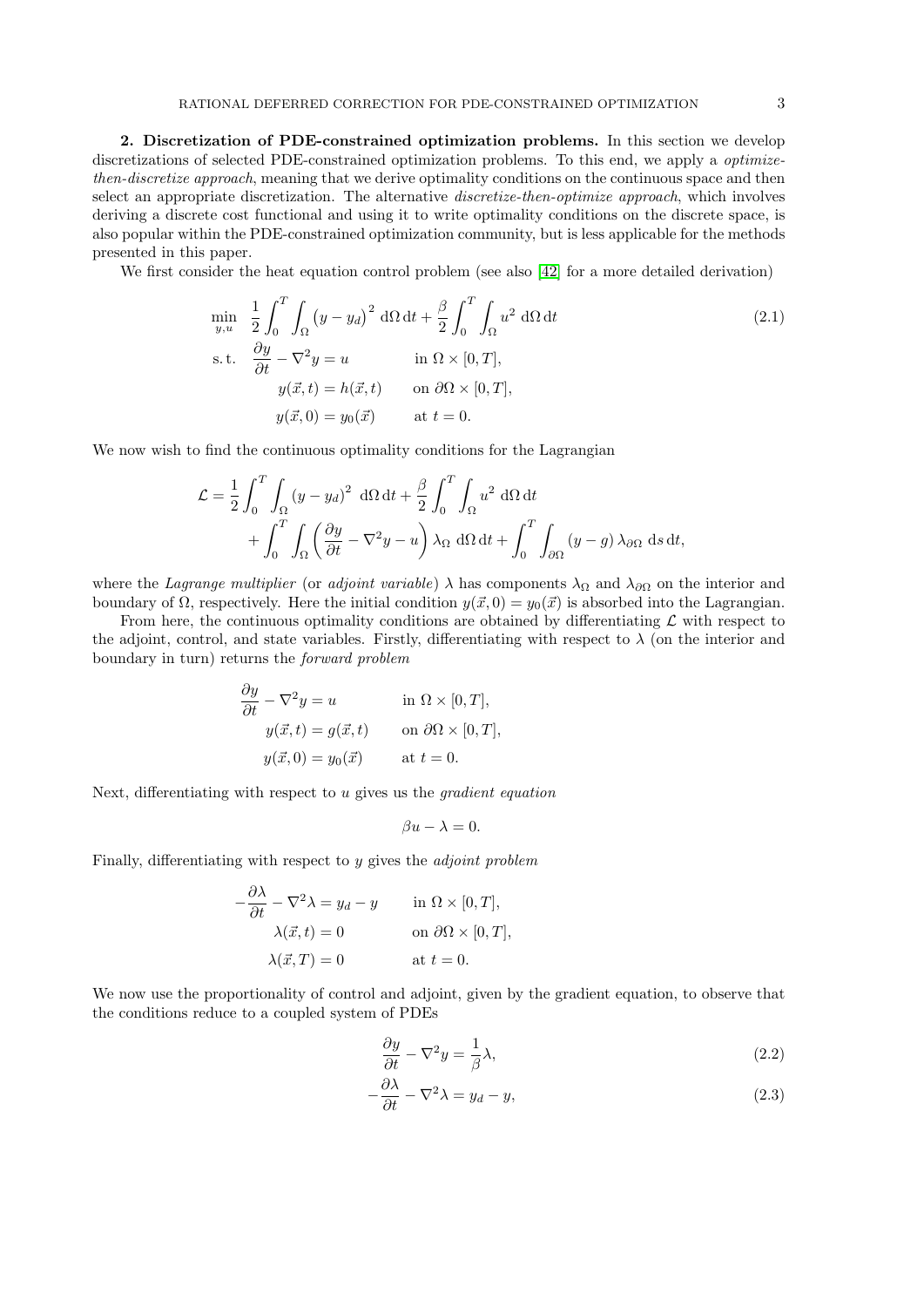**2. Discretization of PDE-constrained optimization problems.** In this section we develop discretizations of selected PDE-constrained optimization problems. To this end, we apply a *optimize-then-discretize approach*, meaning that we derive optimality conditions on the continuous space and then select an appropriate discretization. The alternative *discretize-then-optimize approach*, which involves deriving a discrete cost functional and using it to write optimality conditions on the discrete space, is also popular within the PDE-constrained optimization community, but is less applicable for the methods presented in this paper.

We first consider the heat equation control problem (see also [42] for a more detailed derivation)

$$
\begin{aligned}
\min_{y,u} \quad & \frac{1}{2}\int_0^T \int_\Omega \left(y - y_d\right)^2 \, \mathrm{d}\Omega \, \mathrm{d}t + \frac{\beta}{2}\int_0^T \int_\Omega u^2 \, \mathrm{d}\Omega \, \mathrm{d}t \\
\text{s.t.} \quad & \frac{\partial y}{\partial t} - \nabla^2 y = u \qquad \text{in } \Omega \times [0,T], \\
& y(\vec{x},t) = h(\vec{x},t) \qquad \text{on } \partial\Omega \times [0,T], \\
& y(\vec{x},0) = y_0(\vec{x}) \qquad \text{at } t = 0.
\end{aligned}
\tag{2.1}
$$

We now wish to find the continuous optimality conditions for the Lagrangian

$$
\begin{aligned}
\mathcal{L} = & \frac{1}{2}\int_0^T \int_\Omega \left(y - y_d\right)^2 \, \mathrm{d}\Omega \, \mathrm{d}t + \frac{\beta}{2}\int_0^T \int_\Omega u^2 \, \mathrm{d}\Omega \, \mathrm{d}t \\
& + \int_0^T \int_\Omega \left(\frac{\partial y}{\partial t} - \nabla^2 y - u\right) \lambda_\Omega \, \mathrm{d}\Omega \, \mathrm{d}t + \int_0^T \int_{\partial\Omega} \left(y - g\right) \lambda_{\partial\Omega} \, \mathrm{d}s \, \mathrm{d}t,
\end{aligned}
$$

where the *Lagrange multiplier* (or *adjoint variable*) $\lambda$ has components $\lambda_\Omega$ and $\lambda_{\partial\Omega}$ on the interior and boundary of $\Omega$, respectively. Here the initial condition $y(\vec{x},0) = y_0(\vec{x})$ is absorbed into the Lagrangian.

From here, the continuous optimality conditions are obtained by differentiating $\mathcal{L}$ with respect to the adjoint, control, and state variables. Firstly, differentiating with respect to $\lambda$ (on the interior and boundary in turn) returns the *forward problem*

$$
\begin{aligned}
\frac{\partial y}{\partial t} - \nabla^2 y = u \qquad & \text{in } \Omega \times [0,T], \\
y(\vec{x},t) = g(\vec{x},t) \qquad & \text{on } \partial\Omega \times [0,T], \\
y(\vec{x},0) = y_0(\vec{x}) \qquad & \text{at } t = 0.
\end{aligned}
$$

Next, differentiating with respect to $u$ gives us the *gradient equation*

$$
\beta u - \lambda = 0.
$$

Finally, differentiating with respect to $y$ gives the *adjoint problem*

$$
\begin{aligned}
-\frac{\partial \lambda}{\partial t} - \nabla^2 \lambda = y_d - y \qquad & \text{in } \Omega \times [0,T], \\
\lambda(\vec{x},t) = 0 \qquad & \text{on } \partial\Omega \times [0,T], \\
\lambda(\vec{x},T) = 0 \qquad & \text{at } t = 0.
\end{aligned}
$$

We now use the proportionality of control and adjoint, given by the gradient equation, to observe that the conditions reduce to a coupled system of PDEs

$$
\frac{\partial y}{\partial t} - \nabla^2 y = \frac{1}{\beta}\lambda, \tag{2.2}
$$

$$
-\frac{\partial \lambda}{\partial t} - \nabla^2 \lambda = y_d - y, \tag{2.3}
$$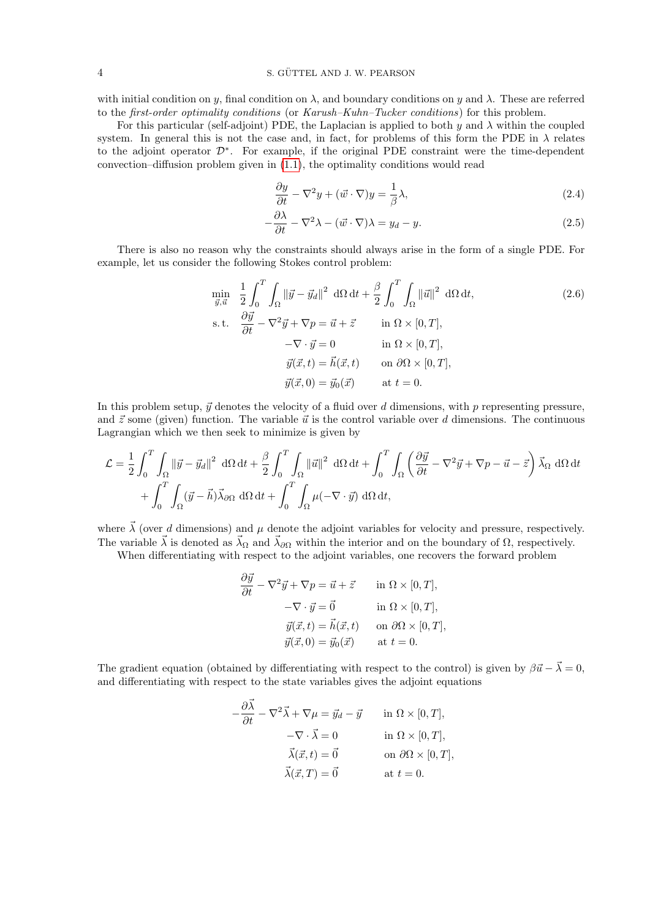with initial condition on $y$, final condition on $\lambda$, and boundary conditions on $y$ and $\lambda$. These are referred to the *first-order optimality conditions* (or *Karush–Kuhn–Tucker conditions*) for this problem.

For this particular (self-adjoint) PDE, the Laplacian is applied to both $y$ and $\lambda$ within the coupled system. In general this is not the case and, in fact, for problems of this form the PDE in $\lambda$ relates to the adjoint operator $\mathcal{D}^*$. For example, if the original PDE constraint were the time-dependent convection–diffusion problem given in (1.1), the optimality conditions would read

$$\frac{\partial y}{\partial t} - \nabla^2 y + (\vec{w} \cdot \nabla) y = \frac{1}{\beta} \lambda, \tag{2.4}$$

$$-\frac{\partial \lambda}{\partial t} - \nabla^2 \lambda - (\vec{w} \cdot \nabla) \lambda = y_d - y. \tag{2.5}$$

There is also no reason why the constraints should always arise in the form of a single PDE. For example, let us consider the following Stokes control problem:

$$\begin{aligned}
\min_{\vec{y}, \vec{u}} \quad & \frac{1}{2} \int_0^T \int_\Omega \|\vec{y} - \vec{y}_d\|^2 \, \mathrm{d}\Omega \, \mathrm{d}t + \frac{\beta}{2} \int_0^T \int_\Omega \|\vec{u}\|^2 \, \mathrm{d}\Omega \, \mathrm{d}t, \\
\text{s. t.} \quad & \frac{\partial \vec{y}}{\partial t} - \nabla^2 \vec{y} + \nabla p = \vec{u} + \vec{z} \qquad \text{in } \Omega \times [0, T], \\
& -\nabla \cdot \vec{y} = 0 \qquad \text{in } \Omega \times [0, T], \\
& \vec{y}(\vec{x}, t) = \vec{h}(\vec{x}, t) \qquad \text{on } \partial\Omega \times [0, T], \\
& \vec{y}(\vec{x}, 0) = \vec{y}_0(\vec{x}) \qquad \text{at } t = 0.
\end{aligned} \tag{2.6}$$

In this problem setup, $\vec{y}$ denotes the velocity of a fluid over $d$ dimensions, with $p$ representing pressure, and $\vec{z}$ some (given) function. The variable $\vec{u}$ is the control variable over $d$ dimensions. The continuous Lagrangian which we then seek to minimize is given by

$$\begin{aligned}
\mathcal{L} = & \frac{1}{2} \int_0^T \int_\Omega \|\vec{y} - \vec{y}_d\|^2 \, \mathrm{d}\Omega \, \mathrm{d}t + \frac{\beta}{2} \int_0^T \int_\Omega \|\vec{u}\|^2 \, \mathrm{d}\Omega \, \mathrm{d}t + \int_0^T \int_\Omega \left( \frac{\partial \vec{y}}{\partial t} - \nabla^2 \vec{y} + \nabla p - \vec{u} - \vec{z} \right) \vec{\lambda}_\Omega \, \mathrm{d}\Omega \, \mathrm{d}t \\
& + \int_0^T \int_\Omega (\vec{y} - \vec{h}) \vec{\lambda}_{\partial\Omega} \, \mathrm{d}\Omega \, \mathrm{d}t + \int_0^T \int_\Omega \mu (-\nabla \cdot \vec{y}) \, \mathrm{d}\Omega \, \mathrm{d}t,
\end{aligned}$$

where $\vec{\lambda}$ (over $d$ dimensions) and $\mu$ denote the adjoint variables for velocity and pressure, respectively. The variable $\vec{\lambda}$ is denoted as $\vec{\lambda}_\Omega$ and $\vec{\lambda}_{\partial\Omega}$ within the interior and on the boundary of $\Omega$, respectively.

When differentiating with respect to the adjoint variables, one recovers the forward problem

$$\begin{aligned}
\frac{\partial \vec{y}}{\partial t} - \nabla^2 \vec{y} + \nabla p = \vec{u} + \vec{z} & \qquad \text{in } \Omega \times [0, T], \\
-\nabla \cdot \vec{y} = \vec{0} & \qquad \text{in } \Omega \times [0, T], \\
\vec{y}(\vec{x}, t) = \vec{h}(\vec{x}, t) & \qquad \text{on } \partial\Omega \times [0, T], \\
\vec{y}(\vec{x}, 0) = \vec{y}_0(\vec{x}) & \qquad \text{at } t = 0.
\end{aligned}$$

The gradient equation (obtained by differentiating with respect to the control) is given by $\beta \vec{u} - \vec{\lambda} = 0$, and differentiating with respect to the state variables gives the adjoint equations

$$\begin{aligned}
-\frac{\partial \vec{\lambda}}{\partial t} - \nabla^2 \vec{\lambda} + \nabla \mu = \vec{y}_d - \vec{y} & \qquad \text{in } \Omega \times [0, T], \\
-\nabla \cdot \vec{\lambda} = 0 & \qquad \text{in } \Omega \times [0, T], \\
\vec{\lambda}(\vec{x}, t) = \vec{0} & \qquad \text{on } \partial\Omega \times [0, T], \\
\vec{\lambda}(\vec{x}, T) = \vec{0} & \qquad \text{at } t = 0.
\end{aligned}$$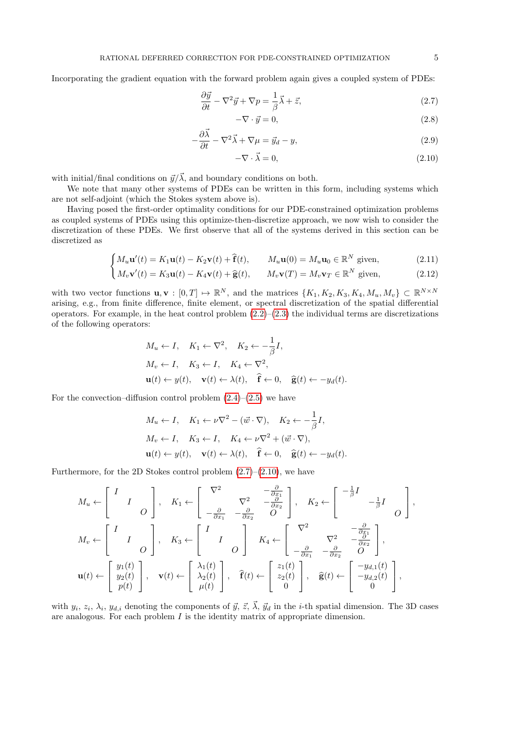Incorporating the gradient equation with the forward problem again gives a coupled system of PDEs:

$$\frac{\partial \vec{y}}{\partial t} - \nabla^2 \vec{y} + \nabla p = \frac{1}{\beta}\vec{\lambda} + \vec{z}, \tag{2.7}$$

$$-\nabla \cdot \vec{y} = 0, \tag{2.8}$$

$$-\frac{\partial \vec{\lambda}}{\partial t} - \nabla^2 \vec{\lambda} + \nabla \mu = \vec{y}_d - y, \tag{2.9}$$

$$-\nabla \cdot \vec{\lambda} = 0, \tag{2.10}$$

with initial/final conditions on $\vec{y}/\vec{\lambda}$, and boundary conditions on both.

We note that many other systems of PDEs can be written in this form, including systems which are not self-adjoint (which the Stokes system above is).

Having posed the first-order optimality conditions for our PDE-constrained optimization problems as coupled systems of PDEs using this optimize-then-discretize approach, we now wish to consider the discretization of these PDEs. We first observe that all of the systems derived in this section can be discretized as

$$\begin{cases} M_u \mathbf{u}'(t) = K_1 \mathbf{u}(t) - K_2 \mathbf{v}(t) + \widehat{\mathbf{f}}(t), & M_u \mathbf{u}(0) = M_u \mathbf{u}_0 \in \mathbb{R}^N \text{ given}, \quad (2.11) \\ M_v \mathbf{v}'(t) = K_3 \mathbf{u}(t) - K_4 \mathbf{v}(t) + \widehat{\mathbf{g}}(t), & M_v \mathbf{v}(T) = M_v \mathbf{v}_T \in \mathbb{R}^N \text{ given}, \quad (2.12) \end{cases}$$

with two vector functions $\mathbf{u}, \mathbf{v} : [0, T] \mapsto \mathbb{R}^N$, and the matrices $\{K_1, K_2, K_3, K_4, M_u, M_v\} \subset \mathbb{R}^{N \times N}$ arising, e.g., from finite difference, finite element, or spectral discretization of the spatial differential operators. For example, in the heat control problem (2.2)–(2.3) the individual terms are discretizations of the following operators:

$$\begin{aligned} &M_u \leftarrow I, \quad K_1 \leftarrow \nabla^2, \quad K_2 \leftarrow -\frac{1}{\beta} I, \\ &M_v \leftarrow I, \quad K_3 \leftarrow I, \quad K_4 \leftarrow \nabla^2, \\ &\mathbf{u}(t) \leftarrow y(t), \quad \mathbf{v}(t) \leftarrow \lambda(t), \quad \widehat{\mathbf{f}} \leftarrow 0, \quad \widehat{\mathbf{g}}(t) \leftarrow -y_d(t). \end{aligned}$$

For the convection–diffusion control problem (2.4)–(2.5) we have

$$\begin{aligned} &M_u \leftarrow I, \quad K_1 \leftarrow \nu\nabla^2 - (\vec{w} \cdot \nabla), \quad K_2 \leftarrow -\frac{1}{\beta} I, \\ &M_v \leftarrow I, \quad K_3 \leftarrow I, \quad K_4 \leftarrow \nu\nabla^2 + (\vec{w} \cdot \nabla), \\ &\mathbf{u}(t) \leftarrow y(t), \quad \mathbf{v}(t) \leftarrow \lambda(t), \quad \widehat{\mathbf{f}} \leftarrow 0, \quad \widehat{\mathbf{g}}(t) \leftarrow -y_d(t). \end{aligned}$$

Furthermore, for the 2D Stokes control problem (2.7)–(2.10), we have

$$M_u \leftarrow \begin{bmatrix} I & & \\ & I & \\ & & O \end{bmatrix}, \quad K_1 \leftarrow \begin{bmatrix} \nabla^2 & & -\frac{\partial}{\partial x_1} \\ & \nabla^2 & -\frac{\partial}{\partial x_2} \\ -\frac{\partial}{\partial x_1} & -\frac{\partial}{\partial x_2} & O \end{bmatrix}, \quad K_2 \leftarrow \begin{bmatrix} -\frac{1}{\beta} I & & \\ & -\frac{1}{\beta} I & \\ & & O \end{bmatrix},$$

$$M_v \leftarrow \begin{bmatrix} I & & \\ & I & \\ & & O \end{bmatrix}, \quad K_3 \leftarrow \begin{bmatrix} I & & \\ & I & \\ & & O \end{bmatrix} \quad K_4 \leftarrow \begin{bmatrix} \nabla^2 & & -\frac{\partial}{\partial x_1} \\ & \nabla^2 & -\frac{\partial}{\partial x_2} \\ -\frac{\partial}{\partial x_1} & -\frac{\partial}{\partial x_2} & O \end{bmatrix},$$

$$\mathbf{u}(t) \leftarrow \begin{bmatrix} y_1(t) \\ y_2(t) \\ p(t) \end{bmatrix}, \quad \mathbf{v}(t) \leftarrow \begin{bmatrix} \lambda_1(t) \\ \lambda_2(t) \\ \mu(t) \end{bmatrix}, \quad \widehat{\mathbf{f}}(t) \leftarrow \begin{bmatrix} z_1(t) \\ z_2(t) \\ 0 \end{bmatrix}, \quad \widehat{\mathbf{g}}(t) \leftarrow \begin{bmatrix} -y_{d,1}(t) \\ -y_{d,2}(t) \\ 0 \end{bmatrix},$$

with $y_i$, $z_i$, $\lambda_i$, $y_{d,i}$ denoting the components of $\vec{y}$, $\vec{z}$, $\vec{\lambda}$, $\vec{y}_d$ in the $i$-th spatial dimension. The 3D cases are analogous. For each problem $I$ is the identity matrix of appropriate dimension.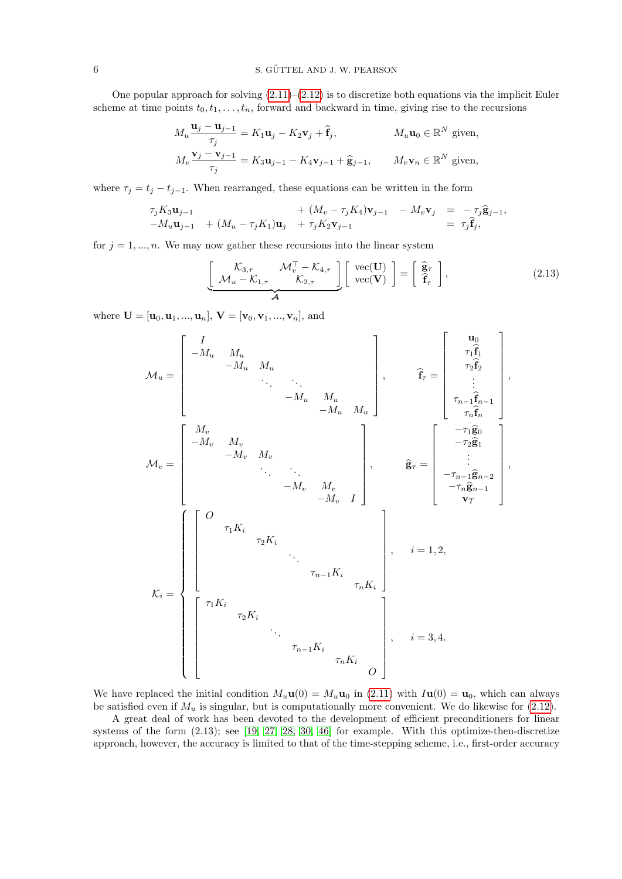One popular approach for solving (2.11)–(2.12) is to discretize both equations via the implicit Euler scheme at time points $t_0, t_1, \ldots, t_n$, forward and backward in time, giving rise to the recursions

$$
\begin{aligned}
M_u \frac{\mathbf{u}_j - \mathbf{u}_{j-1}}{\tau_j} &= K_1 \mathbf{u}_j - K_2 \mathbf{v}_j + \widehat{\mathbf{f}}_j, \qquad && M_u \mathbf{u}_0 \in \mathbb{R}^N \text{ given},\\
M_v \frac{\mathbf{v}_j - \mathbf{v}_{j-1}}{\tau_j} &= K_3 \mathbf{u}_{j-1} - K_4 \mathbf{v}_{j-1} + \widehat{\mathbf{g}}_{j-1}, \qquad && M_v \mathbf{v}_n \in \mathbb{R}^N \text{ given},
\end{aligned}
$$

where $\tau_j = t_j - t_{j-1}$. When rearranged, these equations can be written in the form

$$
\begin{array}{llllll}
\tau_j K_3 \mathbf{u}_{j-1} & & + (M_v - \tau_j K_4)\mathbf{v}_{j-1} & - M_v \mathbf{v}_j & = & -\tau_j \widehat{\mathbf{g}}_{j-1},\\
-M_u \mathbf{u}_{j-1} & + (M_u - \tau_j K_1)\mathbf{u}_j & + \tau_j K_2 \mathbf{v}_{j-1} & & = & \tau_j \widehat{\mathbf{f}}_j,
\end{array}
$$

for $j = 1, \ldots, n$. We may now gather these recursions into the linear system

$$
\underbrace{\begin{bmatrix} \mathcal{K}_{3,\tau} & \mathcal{M}_v^\top - \mathcal{K}_{4,\tau} \\ \mathcal{M}_u - \mathcal{K}_{1,\tau} & \mathcal{K}_{2,\tau} \end{bmatrix}}_{\mathcal{A}} \begin{bmatrix} \mathrm{vec}(\mathbf{U}) \\ \mathrm{vec}(\mathbf{V}) \end{bmatrix} = \begin{bmatrix} \widehat{\mathbf{g}}_\tau \\ \widehat{\mathbf{f}}_\tau \end{bmatrix}, \tag{2.13}
$$

where $\mathbf{U} = [\mathbf{u}_0, \mathbf{u}_1, \ldots, \mathbf{u}_n]$, $\mathbf{V} = [\mathbf{v}_0, \mathbf{v}_1, \ldots, \mathbf{v}_n]$, and

$$
\mathcal{M}_u = \begin{bmatrix} I & & & & & \\ -M_u & M_u & & & & \\ & -M_u & M_u & & & \\ & & \ddots & \ddots & & \\ & & & -M_u & M_u & \\ & & & & -M_u & M_u \end{bmatrix}, \qquad \widehat{\mathbf{f}}_\tau = \begin{bmatrix} \mathbf{u}_0 \\ \tau_1 \widehat{\mathbf{f}}_1 \\ \tau_2 \widehat{\mathbf{f}}_2 \\ \vdots \\ \tau_{n-1} \widehat{\mathbf{f}}_{n-1} \\ \tau_n \widehat{\mathbf{f}}_n \end{bmatrix},
$$

$$
\mathcal{M}_v = \begin{bmatrix} M_v & & & & & \\ -M_v & M_v & & & & \\ & -M_v & M_v & & & \\ & & \ddots & \ddots & & \\ & & & -M_v & M_v & \\ & & & & -M_v & I \end{bmatrix}, \qquad \widehat{\mathbf{g}}_\tau = \begin{bmatrix} -\tau_1 \widehat{\mathbf{g}}_0 \\ -\tau_2 \widehat{\mathbf{g}}_1 \\ \vdots \\ -\tau_{n-1} \widehat{\mathbf{g}}_{n-2} \\ -\tau_n \widehat{\mathbf{g}}_{n-1} \\ \mathbf{v}_T \end{bmatrix},
$$

$$
\mathcal{K}_i = \begin{cases} \begin{bmatrix} O & & & & & \\ & \tau_1 K_i & & & & \\ & & \tau_2 K_i & & & \\ & & & \ddots & & \\ & & & & \tau_{n-1} K_i & \\ & & & & & \tau_n K_i \end{bmatrix}, & i = 1, 2, \\[2ex] \begin{bmatrix} \tau_1 K_i & & & & & \\ & \tau_2 K_i & & & & \\ & & \ddots & & & \\ & & & \tau_{n-1} K_i & & \\ & & & & \tau_n K_i & \\ & & & & & O \end{bmatrix}, & i = 3, 4. \end{cases}
$$

We have replaced the initial condition $M_u \mathbf{u}(0) = M_u \mathbf{u}_0$ in (2.11) with $I\mathbf{u}(0) = \mathbf{u}_0$, which can always be satisfied even if $M_u$ is singular, but is computationally more convenient. We do likewise for (2.12).

A great deal of work has been devoted to the development of efficient preconditioners for linear systems of the form (2.13); see [19, 27, 28, 30, 46] for example. With this optimize-then-discretize approach, however, the accuracy is limited to that of the time-stepping scheme, i.e., first-order accuracy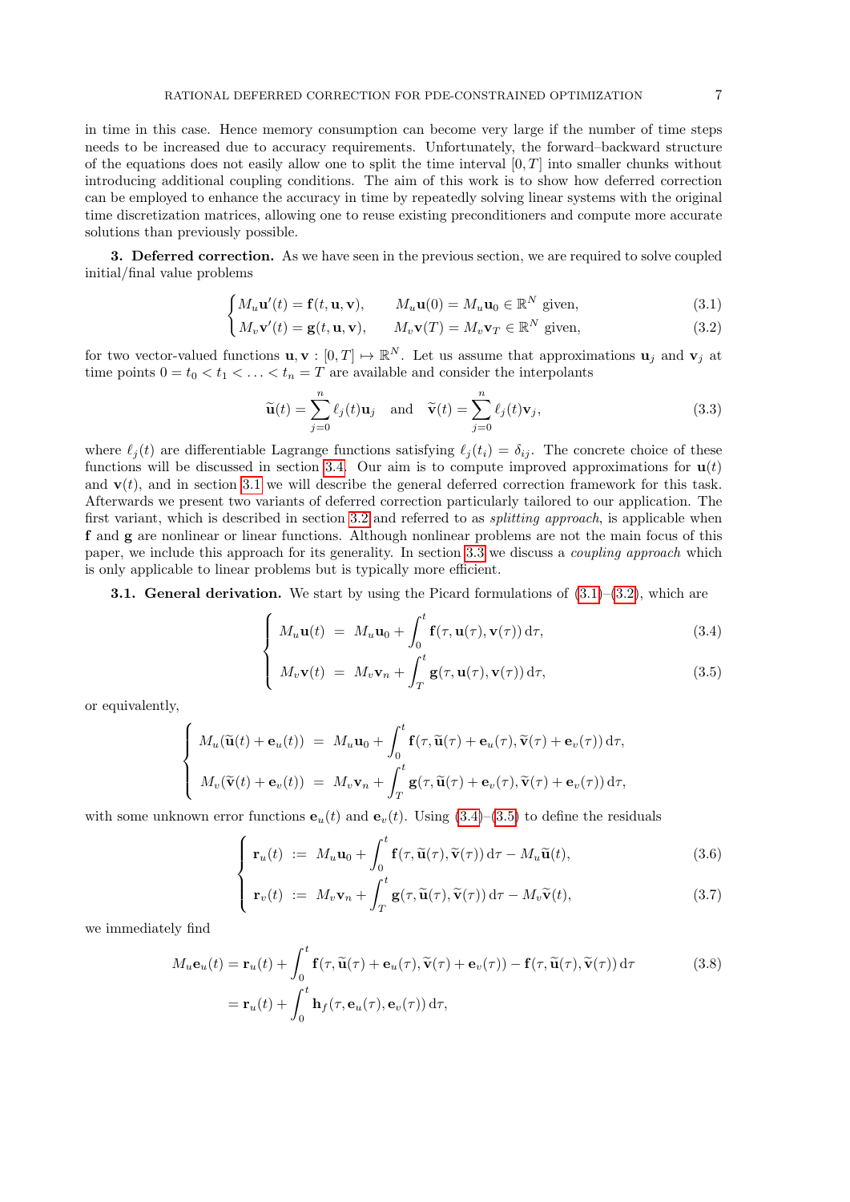in time in this case. Hence memory consumption can become very large if the number of time steps needs to be increased due to accuracy requirements. Unfortunately, the forward–backward structure of the equations does not easily allow one to split the time interval $[0,T]$ into smaller chunks without introducing additional coupling conditions. The aim of this work is to show how deferred correction can be employed to enhance the accuracy in time by repeatedly solving linear systems with the original time discretization matrices, allowing one to reuse existing preconditioners and compute more accurate solutions than previously possible.

## 3. Deferred correction.

As we have seen in the previous section, we are required to solve coupled initial/final value problems

$$
\begin{cases}
M_u \mathbf{u}'(t) = \mathbf{f}(t, \mathbf{u}, \mathbf{v}), \qquad M_u \mathbf{u}(0) = M_u \mathbf{u}_0 \in \mathbb{R}^N \text{ given}, & (3.1) \\
M_v \mathbf{v}'(t) = \mathbf{g}(t, \mathbf{u}, \mathbf{v}), \qquad M_v \mathbf{v}(T) = M_v \mathbf{v}_T \in \mathbb{R}^N \text{ given}, & (3.2)
\end{cases}
$$

for two vector-valued functions $\mathbf{u}, \mathbf{v} : [0,T] \mapsto \mathbb{R}^N$. Let us assume that approximations $\mathbf{u}_j$ and $\mathbf{v}_j$ at time points $0 = t_0 < t_1 < \ldots < t_n = T$ are available and consider the interpolants

$$
\widetilde{\mathbf{u}}(t) = \sum_{j=0}^{n} \ell_j(t) \mathbf{u}_j \quad \text{and} \quad \widetilde{\mathbf{v}}(t) = \sum_{j=0}^{n} \ell_j(t) \mathbf{v}_j, \tag{3.3}
$$

where $\ell_j(t)$ are differentiable Lagrange functions satisfying $\ell_j(t_i) = \delta_{ij}$. The concrete choice of these functions will be discussed in section 3.4. Our aim is to compute improved approximations for $\mathbf{u}(t)$ and $\mathbf{v}(t)$, and in section 3.1 we will describe the general deferred correction framework for this task. Afterwards we present two variants of deferred correction particularly tailored to our application. The first variant, which is described in section 3.2 and referred to as *splitting approach*, is applicable when $\mathbf{f}$ and $\mathbf{g}$ are nonlinear or linear functions. Although nonlinear problems are not the main focus of this paper, we include this approach for its generality. In section 3.3 we discuss a *coupling approach* which is only applicable to linear problems but is typically more efficient.

### 3.1. General derivation.

We start by using the Picard formulations of (3.1)–(3.2), which are

$$
\begin{cases}
M_u \mathbf{u}(t) \;=\; M_u \mathbf{u}_0 + \displaystyle\int_0^t \mathbf{f}(\tau, \mathbf{u}(\tau), \mathbf{v}(\tau))\, \mathrm{d}\tau, & (3.4) \\
M_v \mathbf{v}(t) \;=\; M_v \mathbf{v}_n + \displaystyle\int_T^t \mathbf{g}(\tau, \mathbf{u}(\tau), \mathbf{v}(\tau))\, \mathrm{d}\tau, & (3.5)
\end{cases}
$$

or equivalently,

$$
\begin{cases}
M_u(\widetilde{\mathbf{u}}(t) + \mathbf{e}_u(t)) \;=\; M_u \mathbf{u}_0 + \displaystyle\int_0^t \mathbf{f}(\tau, \widetilde{\mathbf{u}}(\tau) + \mathbf{e}_u(\tau), \widetilde{\mathbf{v}}(\tau) + \mathbf{e}_v(\tau))\, \mathrm{d}\tau, \\
M_v(\widetilde{\mathbf{v}}(t) + \mathbf{e}_v(t)) \;=\; M_v \mathbf{v}_n + \displaystyle\int_T^t \mathbf{g}(\tau, \widetilde{\mathbf{u}}(\tau) + \mathbf{e}_u(\tau), \widetilde{\mathbf{v}}(\tau) + \mathbf{e}_v(\tau))\, \mathrm{d}\tau,
\end{cases}
$$

with some unknown error functions $\mathbf{e}_u(t)$ and $\mathbf{e}_v(t)$. Using (3.4)–(3.5) to define the residuals

$$
\begin{cases}
\mathbf{r}_u(t) \;:=\; M_u \mathbf{u}_0 + \displaystyle\int_0^t \mathbf{f}(\tau, \widetilde{\mathbf{u}}(\tau), \widetilde{\mathbf{v}}(\tau))\, \mathrm{d}\tau - M_u \widetilde{\mathbf{u}}(t), & (3.6) \\
\mathbf{r}_v(t) \;:=\; M_v \mathbf{v}_n + \displaystyle\int_T^t \mathbf{g}(\tau, \widetilde{\mathbf{u}}(\tau), \widetilde{\mathbf{v}}(\tau))\, \mathrm{d}\tau - M_v \widetilde{\mathbf{v}}(t), & (3.7)
\end{cases}
$$

we immediately find

$$
\begin{aligned}
M_u \mathbf{e}_u(t) &= \mathbf{r}_u(t) + \int_0^t \mathbf{f}(\tau, \widetilde{\mathbf{u}}(\tau) + \mathbf{e}_u(\tau), \widetilde{\mathbf{v}}(\tau) + \mathbf{e}_v(\tau)) - \mathbf{f}(\tau, \widetilde{\mathbf{u}}(\tau), \widetilde{\mathbf{v}}(\tau))\, \mathrm{d}\tau \qquad (3.8) \\
&= \mathbf{r}_u(t) + \int_0^t \mathbf{h}_f(\tau, \mathbf{e}_u(\tau), \mathbf{e}_v(\tau))\, \mathrm{d}\tau,
\end{aligned}
$$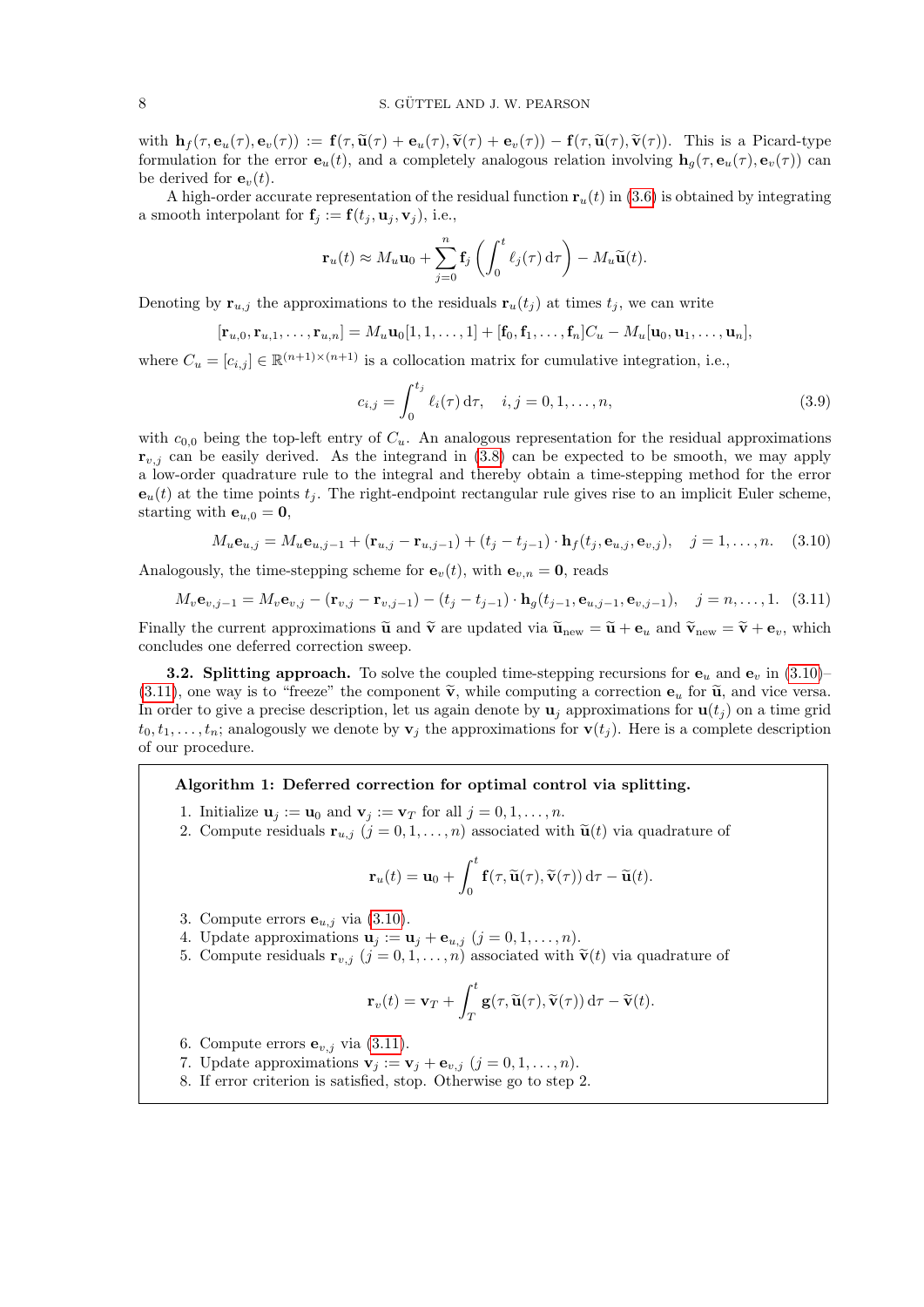with $\mathbf{h}_f(\tau, \mathbf{e}_u(\tau), \mathbf{e}_v(\tau)) := \mathbf{f}(\tau, \widetilde{\mathbf{u}}(\tau) + \mathbf{e}_u(\tau), \widetilde{\mathbf{v}}(\tau) + \mathbf{e}_v(\tau)) - \mathbf{f}(\tau, \widetilde{\mathbf{u}}(\tau), \widetilde{\mathbf{v}}(\tau))$. This is a Picard-type formulation for the error $\mathbf{e}_u(t)$, and a completely analogous relation involving $\mathbf{h}_g(\tau, \mathbf{e}_u(\tau), \mathbf{e}_v(\tau))$ can be derived for $\mathbf{e}_v(t)$.

A high-order accurate representation of the residual function $\mathbf{r}_u(t)$ in (3.6) is obtained by integrating a smooth interpolant for $\mathbf{f}_j := \mathbf{f}(t_j, \mathbf{u}_j, \mathbf{v}_j)$, i.e.,

$$\mathbf{r}_u(t) \approx M_u \mathbf{u}_0 + \sum_{j=0}^{n} \mathbf{f}_j \left( \int_0^t \ell_j(\tau) \, \mathrm{d}\tau \right) - M_u \widetilde{\mathbf{u}}(t).$$

Denoting by $\mathbf{r}_{u,j}$ the approximations to the residuals $\mathbf{r}_u(t_j)$ at times $t_j$, we can write

$$[\mathbf{r}_{u,0}, \mathbf{r}_{u,1}, \ldots, \mathbf{r}_{u,n}] = M_u \mathbf{u}_0 [1, 1, \ldots, 1] + [\mathbf{f}_0, \mathbf{f}_1, \ldots, \mathbf{f}_n] C_u - M_u [\mathbf{u}_0, \mathbf{u}_1, \ldots, \mathbf{u}_n],$$

where $C_u = [c_{i,j}] \in \mathbb{R}^{(n+1)\times(n+1)}$ is a collocation matrix for cumulative integration, i.e.,

$$c_{i,j} = \int_0^{t_j} \ell_i(\tau) \, \mathrm{d}\tau, \quad i, j = 0, 1, \ldots, n, \tag{3.9}$$

with $c_{0,0}$ being the top-left entry of $C_u$. An analogous representation for the residual approximations $\mathbf{r}_{v,j}$ can be easily derived. As the integrand in (3.8) can be expected to be smooth, we may apply a low-order quadrature rule to the integral and thereby obtain a time-stepping method for the error $\mathbf{e}_u(t)$ at the time points $t_j$. The right-endpoint rectangular rule gives rise to an implicit Euler scheme, starting with $\mathbf{e}_{u,0} = \mathbf{0}$,

$$M_u \mathbf{e}_{u,j} = M_u \mathbf{e}_{u,j-1} + (\mathbf{r}_{u,j} - \mathbf{r}_{u,j-1}) + (t_j - t_{j-1}) \cdot \mathbf{h}_f(t_j, \mathbf{e}_{u,j}, \mathbf{e}_{v,j}), \quad j = 1, \ldots, n. \tag{3.10}$$

Analogously, the time-stepping scheme for $\mathbf{e}_v(t)$, with $\mathbf{e}_{v,n} = \mathbf{0}$, reads

$$M_v \mathbf{e}_{v,j-1} = M_v \mathbf{e}_{v,j} - (\mathbf{r}_{v,j} - \mathbf{r}_{v,j-1}) - (t_j - t_{j-1}) \cdot \mathbf{h}_g(t_{j-1}, \mathbf{e}_{u,j-1}, \mathbf{e}_{v,j-1}), \quad j = n, \ldots, 1. \tag{3.11}$$

Finally the current approximations $\widetilde{\mathbf{u}}$ and $\widetilde{\mathbf{v}}$ are updated via $\widetilde{\mathbf{u}}_{\mathrm{new}} = \widetilde{\mathbf{u}} + \mathbf{e}_u$ and $\widetilde{\mathbf{v}}_{\mathrm{new}} = \widetilde{\mathbf{v}} + \mathbf{e}_v$, which concludes one deferred correction sweep.

**3.2. Splitting approach.** To solve the coupled time-stepping recursions for $\mathbf{e}_u$ and $\mathbf{e}_v$ in (3.10)–(3.11), one way is to "freeze" the component $\widetilde{\mathbf{v}}$, while computing a correction $\mathbf{e}_u$ for $\widetilde{\mathbf{u}}$, and vice versa. In order to give a precise description, let us again denote by $\mathbf{u}_j$ approximations for $\mathbf{u}(t_j)$ on a time grid $t_0, t_1, \ldots, t_n$; analogously we denote by $\mathbf{v}_j$ the approximations for $\mathbf{v}(t_j)$. Here is a complete description of our procedure.

**Algorithm 1: Deferred correction for optimal control via splitting.**

1. Initialize $\mathbf{u}_j := \mathbf{u}_0$ and $\mathbf{v}_j := \mathbf{v}_T$ for all $j = 0, 1, \ldots, n$.
2. Compute residuals $\mathbf{r}_{u,j}$ $(j = 0, 1, \ldots, n)$ associated with $\widetilde{\mathbf{u}}(t)$ via quadrature of
$$\mathbf{r}_u(t) = \mathbf{u}_0 + \int_0^t \mathbf{f}(\tau, \widetilde{\mathbf{u}}(\tau), \widetilde{\mathbf{v}}(\tau)) \, \mathrm{d}\tau - \widetilde{\mathbf{u}}(t).$$
3. Compute errors $\mathbf{e}_{u,j}$ via (3.10).
4. Update approximations $\mathbf{u}_j := \mathbf{u}_j + \mathbf{e}_{u,j}$ $(j = 0, 1, \ldots, n)$.
5. Compute residuals $\mathbf{r}_{v,j}$ $(j = 0, 1, \ldots, n)$ associated with $\widetilde{\mathbf{v}}(t)$ via quadrature of
$$\mathbf{r}_v(t) = \mathbf{v}_T + \int_T^t \mathbf{g}(\tau, \widetilde{\mathbf{u}}(\tau), \widetilde{\mathbf{v}}(\tau)) \, \mathrm{d}\tau - \widetilde{\mathbf{v}}(t).$$
6. Compute errors $\mathbf{e}_{v,j}$ via (3.11).
7. Update approximations $\mathbf{v}_j := \mathbf{v}_j + \mathbf{e}_{v,j}$ $(j = 0, 1, \ldots, n)$.
8. If error criterion is satisfied, stop. Otherwise go to step 2.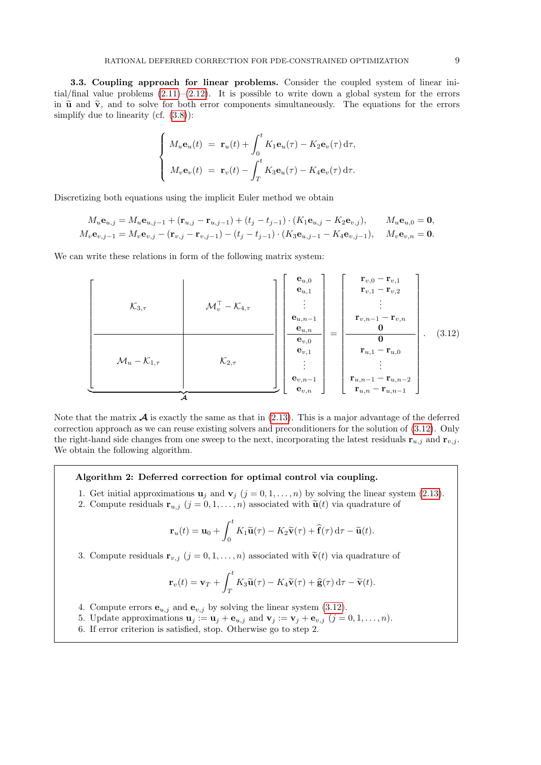**3.3. Coupling approach for linear problems.** Consider the coupled system of linear initial/final value problems (2.11)–(2.12). It is possible to write down a global system for the errors in $\widetilde{\mathbf{u}}$ and $\widetilde{\mathbf{v}}$, and to solve for both error components simultaneously. The equations for the errors simplify due to linearity (cf. (3.8)):

$$
\begin{cases}
M_u \mathbf{e}_u(t) = \mathbf{r}_u(t) + \displaystyle\int_0^t K_1 \mathbf{e}_u(\tau) - K_2 \mathbf{e}_v(\tau)\,\mathrm{d}\tau, \\[2ex]
M_v \mathbf{e}_v(t) = \mathbf{r}_v(t) - \displaystyle\int_T^t K_3 \mathbf{e}_u(\tau) - K_4 \mathbf{e}_v(\tau)\,\mathrm{d}\tau.
\end{cases}
$$

Discretizing both equations using the implicit Euler method we obtain

$$
\begin{aligned}
M_u \mathbf{e}_{u,j} &= M_u \mathbf{e}_{u,j-1} + (\mathbf{r}_{u,j} - \mathbf{r}_{u,j-1}) + (t_j - t_{j-1}) \cdot (K_1 \mathbf{e}_{u,j} - K_2 \mathbf{e}_{v,j}), \qquad M_u \mathbf{e}_{u,0} = \mathbf{0}, \\
M_v \mathbf{e}_{v,j-1} &= M_v \mathbf{e}_{v,j} - (\mathbf{r}_{v,j} - \mathbf{r}_{v,j-1}) - (t_j - t_{j-1}) \cdot (K_3 \mathbf{e}_{u,j-1} - K_4 \mathbf{e}_{v,j-1}), \quad M_v \mathbf{e}_{v,n} = \mathbf{0}.
\end{aligned}
$$

We can write these relations in form of the following matrix system:

$$
\underbrace{\left[\begin{array}{c|c}
\mathcal{K}_{3,\tau} & \mathcal{M}_v^\top - \mathcal{K}_{4,\tau} \\
\hline
\mathcal{M}_u - \mathcal{K}_{1,\tau} & \mathcal{K}_{2,\tau}
\end{array}\right]}_{\boldsymbol{\mathcal{A}}}
\left[\begin{array}{c}
\mathbf{e}_{u,0} \\ \mathbf{e}_{u,1} \\ \vdots \\ \mathbf{e}_{u,n-1} \\ \mathbf{e}_{u,n} \\
\hline
\mathbf{e}_{v,0} \\ \mathbf{e}_{v,1} \\ \vdots \\ \mathbf{e}_{v,n-1} \\ \mathbf{e}_{v,n}
\end{array}\right]
=
\left[\begin{array}{c}
\mathbf{r}_{v,0} - \mathbf{r}_{v,1} \\ \mathbf{r}_{v,1} - \mathbf{r}_{v,2} \\ \vdots \\ \mathbf{r}_{v,n-1} - \mathbf{r}_{v,n} \\ \mathbf{0} \\
\hline
\mathbf{0} \\ \mathbf{r}_{u,1} - \mathbf{r}_{u,0} \\ \vdots \\ \mathbf{r}_{u,n-1} - \mathbf{r}_{u,n-2} \\ \mathbf{r}_{u,n} - \mathbf{r}_{u,n-1}
\end{array}\right]. \tag{3.12}
$$

Note that the matrix $\boldsymbol{\mathcal{A}}$ is exactly the same as that in (2.13). This is a major advantage of the deferred correction approach as we can reuse existing solvers and preconditioners for the solution of (3.12). Only the right-hand side changes from one sweep to the next, incorporating the latest residuals $\mathbf{r}_{u,j}$ and $\mathbf{r}_{v,j}$. We obtain the following algorithm.

---

**Algorithm 2: Deferred correction for optimal control via coupling.**

1. Get initial approximations $\mathbf{u}_j$ and $\mathbf{v}_j$ $(j = 0, 1, \ldots, n)$ by solving the linear system (2.13).
2. Compute residuals $\mathbf{r}_{u,j}$ $(j = 0, 1, \ldots, n)$ associated with $\widetilde{\mathbf{u}}(t)$ via quadrature of

$$
\mathbf{r}_u(t) = \mathbf{u}_0 + \int_0^t K_1 \widetilde{\mathbf{u}}(\tau) - K_2 \widetilde{\mathbf{v}}(\tau) + \widehat{\mathbf{f}}(\tau)\,\mathrm{d}\tau - \widetilde{\mathbf{u}}(t).
$$

3. Compute residuals $\mathbf{r}_{v,j}$ $(j = 0, 1, \ldots, n)$ associated with $\widetilde{\mathbf{v}}(t)$ via quadrature of

$$
\mathbf{r}_v(t) = \mathbf{v}_T + \int_T^t K_3 \widetilde{\mathbf{u}}(\tau) - K_4 \widetilde{\mathbf{v}}(\tau) + \widehat{\mathbf{g}}(\tau)\,\mathrm{d}\tau - \widetilde{\mathbf{v}}(t).
$$

4. Compute errors $\mathbf{e}_{u,j}$ and $\mathbf{e}_{v,j}$ by solving the linear system (3.12).
5. Update approximations $\mathbf{u}_j := \mathbf{u}_j + \mathbf{e}_{u,j}$ and $\mathbf{v}_j := \mathbf{v}_j + \mathbf{e}_{v,j}$ $(j = 0, 1, \ldots, n)$.
6. If error criterion is satisfied, stop. Otherwise go to step 2.

---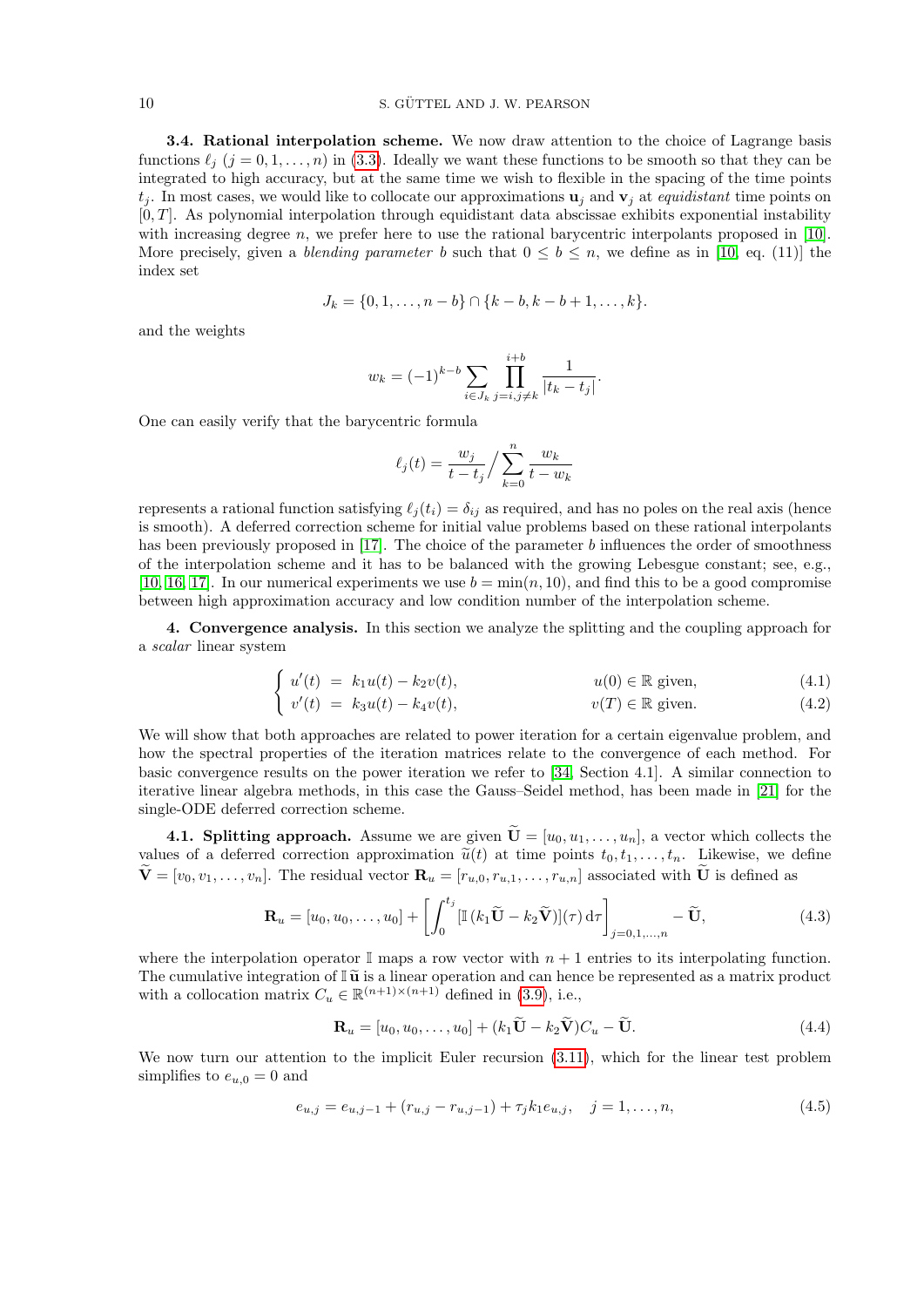**3.4. Rational interpolation scheme.** We now draw attention to the choice of Lagrange basis functions $\ell_j$ ($j = 0, 1, \ldots, n$) in (3.3). Ideally we want these functions to be smooth so that they can be integrated to high accuracy, but at the same time we wish to flexible in the spacing of the time points $t_j$. In most cases, we would like to collocate our approximations $\mathbf{u}_j$ and $\mathbf{v}_j$ at *equidistant* time points on $[0, T]$. As polynomial interpolation through equidistant data abscissae exhibits exponential instability with increasing degree $n$, we prefer here to use the rational barycentric interpolants proposed in [10]. More precisely, given a *blending parameter* $b$ such that $0 \leq b \leq n$, we define as in [10, eq. (11)] the index set

$$J_k = \{0, 1, \ldots, n-b\} \cap \{k-b, k-b+1, \ldots, k\}.$$

and the weights

$$w_k = (-1)^{k-b} \sum_{i \in J_k} \prod_{j=i, j\neq k}^{i+b} \frac{1}{|t_k - t_j|}.$$

One can easily verify that the barycentric formula

$$\ell_j(t) = \frac{w_j}{t - t_j} \Big/ \sum_{k=0}^{n} \frac{w_k}{t - w_k}$$

represents a rational function satisfying $\ell_j(t_i) = \delta_{ij}$ as required, and has no poles on the real axis (hence is smooth). A deferred correction scheme for initial value problems based on these rational interpolants has been previously proposed in [17]. The choice of the parameter $b$ influences the order of smoothness of the interpolation scheme and it has to be balanced with the growing Lebesgue constant; see, e.g., [10, 16, 17]. In our numerical experiments we use $b = \min(n, 10)$, and find this to be a good compromise between high approximation accuracy and low condition number of the interpolation scheme.

## 4. Convergence analysis.

In this section we analyze the splitting and the coupling approach for a *scalar* linear system

$$\begin{cases} u'(t) \;=\; k_1 u(t) - k_2 v(t), & u(0) \in \mathbb{R} \text{ given}, \quad (4.1)\\ v'(t) \;=\; k_3 u(t) - k_4 v(t), & v(T) \in \mathbb{R} \text{ given}. \quad (4.2) \end{cases}$$

We will show that both approaches are related to power iteration for a certain eigenvalue problem, and how the spectral properties of the iteration matrices relate to the convergence of each method. For basic convergence results on the power iteration we refer to [34, Section 4.1]. A similar connection to iterative linear algebra methods, in this case the Gauss–Seidel method, has been made in [21] for the single-ODE deferred correction scheme.

**4.1. Splitting approach.** Assume we are given $\widetilde{\mathbf{U}} = [u_0, u_1, \ldots, u_n]$, a vector which collects the values of a deferred correction approximation $\widetilde{u}(t)$ at time points $t_0, t_1, \ldots, t_n$. Likewise, we define $\widetilde{\mathbf{V}} = [v_0, v_1, \ldots, v_n]$. The residual vector $\mathbf{R}_u = [r_{u,0}, r_{u,1}, \ldots, r_{u,n}]$ associated with $\widetilde{\mathbf{U}}$ is defined as

$$\mathbf{R}_u = [u_0, u_0, \ldots, u_0] + \left[ \int_0^{t_j} [\mathbb{I}\,(k_1 \widetilde{\mathbf{U}} - k_2 \widetilde{\mathbf{V}})](\tau)\,\mathrm{d}\tau \right]_{j=0,1,\ldots,n} - \widetilde{\mathbf{U}}, \tag{4.3}$$

where the interpolation operator $\mathbb{I}$ maps a row vector with $n+1$ entries to its interpolating function. The cumulative integration of $\mathbb{I}\,\widetilde{\mathbf{u}}$ is a linear operation and can hence be represented as a matrix product with a collocation matrix $C_u \in \mathbb{R}^{(n+1)\times(n+1)}$ defined in (3.9), i.e.,

$$\mathbf{R}_u = [u_0, u_0, \ldots, u_0] + (k_1 \widetilde{\mathbf{U}} - k_2 \widetilde{\mathbf{V}}) C_u - \widetilde{\mathbf{U}}. \tag{4.4}$$

We now turn our attention to the implicit Euler recursion (3.11), which for the linear test problem simplifies to $e_{u,0} = 0$ and

$$e_{u,j} = e_{u,j-1} + (r_{u,j} - r_{u,j-1}) + \tau_j k_1 e_{u,j}, \quad j = 1, \ldots, n, \tag{4.5}$$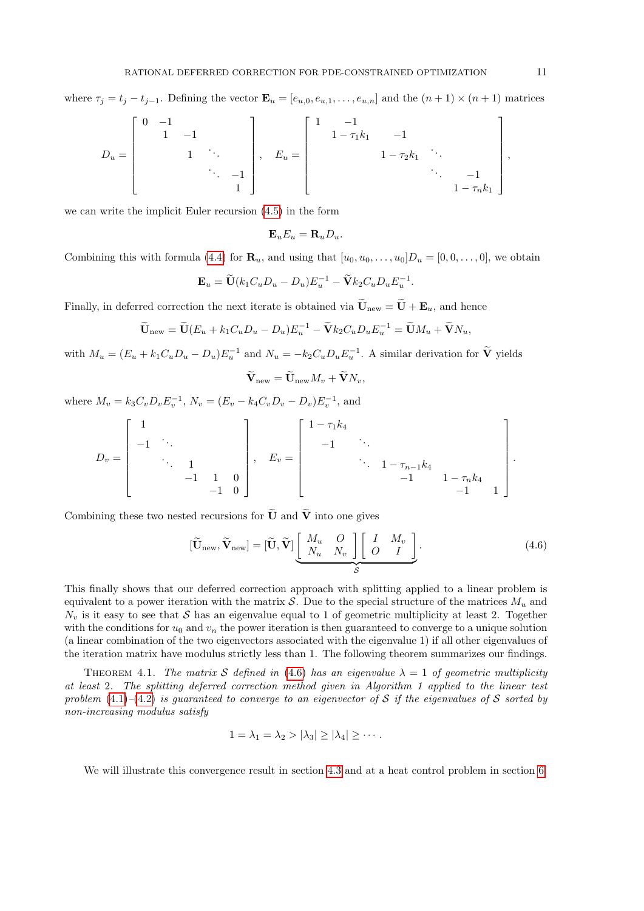where $\tau_j = t_j - t_{j-1}$. Defining the vector $\mathbf{E}_u = [e_{u,0}, e_{u,1}, \ldots, e_{u,n}]$ and the $(n+1) \times (n+1)$ matrices

$$
D_u = \begin{bmatrix} 0 & -1 & & & \\ & 1 & -1 & & \\ & & 1 & \ddots & \\ & & & \ddots & -1 \\ & & & & 1 \end{bmatrix}, \quad E_u = \begin{bmatrix} 1 & -1 & & & \\ & 1-\tau_1 k_1 & -1 & & \\ & & 1-\tau_2 k_1 & \ddots & \\ & & & \ddots & -1 \\ & & & & 1-\tau_n k_1 \end{bmatrix},
$$

we can write the implicit Euler recursion (4.5) in the form

$$
\mathbf{E}_u E_u = \mathbf{R}_u D_u.
$$

Combining this with formula (4.4) for $\mathbf{R}_u$, and using that $[u_0, u_0, \ldots, u_0] D_u = [0, 0, \ldots, 0]$, we obtain

$$
\mathbf{E}_u = \widetilde{\mathbf{U}}(k_1 C_u D_u - D_u) E_u^{-1} - \widetilde{\mathbf{V}} k_2 C_u D_u E_u^{-1}.
$$

Finally, in deferred correction the next iterate is obtained via $\widetilde{\mathbf{U}}_{\text{new}} = \widetilde{\mathbf{U}} + \mathbf{E}_u$, and hence

$$
\widetilde{\mathbf{U}}_{\text{new}} = \widetilde{\mathbf{U}}(E_u + k_1 C_u D_u - D_u) E_u^{-1} - \widetilde{\mathbf{V}} k_2 C_u D_u E_u^{-1} = \widetilde{\mathbf{U}} M_u + \widetilde{\mathbf{V}} N_u,
$$

with $M_u = (E_u + k_1 C_u D_u - D_u) E_u^{-1}$ and $N_u = -k_2 C_u D_u E_u^{-1}$. A similar derivation for $\widetilde{\mathbf{V}}$ yields

$$
\widetilde{\mathbf{V}}_{\text{new}} = \widetilde{\mathbf{U}}_{\text{new}} M_v + \widetilde{\mathbf{V}} N_v,
$$

where $M_v = k_3 C_v D_v E_v^{-1}$, $N_v = (E_v - k_4 C_v D_v - D_v) E_v^{-1}$, and

$$
D_v = \begin{bmatrix} 1 & & & & \\ -1 & \ddots & & & \\ & \ddots & 1 & & \\ & & -1 & 1 & 0 \\ & & & -1 & 0 \end{bmatrix}, \quad E_v = \begin{bmatrix} 1-\tau_1 k_4 & & & & \\ -1 & \ddots & & & \\ & \ddots & 1-\tau_{n-1} k_4 & & \\ & & -1 & 1-\tau_n k_4 & \\ & & & -1 & 1 \end{bmatrix}.
$$

Combining these two nested recursions for $\widetilde{\mathbf{U}}$ and $\widetilde{\mathbf{V}}$ into one gives

$$
[\widetilde{\mathbf{U}}_{\text{new}}, \widetilde{\mathbf{V}}_{\text{new}}] = [\widetilde{\mathbf{U}}, \widetilde{\mathbf{V}}] \underbrace{\begin{bmatrix} M_u & O \\ N_u & N_v \end{bmatrix} \begin{bmatrix} I & M_v \\ O & I \end{bmatrix}}_{\mathcal{S}}. \tag{4.6}
$$

This finally shows that our deferred correction approach with splitting applied to a linear problem is equivalent to a power iteration with the matrix $\mathcal{S}$. Due to the special structure of the matrices $M_u$ and $N_v$ is it easy to see that $\mathcal{S}$ has an eigenvalue equal to 1 of geometric multiplicity at least 2. Together with the conditions for $u_0$ and $v_n$ the power iteration is then guaranteed to converge to a unique solution (a linear combination of the two eigenvectors associated with the eigenvalue 1) if all other eigenvalues of the iteration matrix have modulus strictly less than 1. The following theorem summarizes our findings.

THEOREM 4.1. *The matrix $\mathcal{S}$ defined in (4.6) has an eigenvalue $\lambda = 1$ of geometric multiplicity at least 2. The splitting deferred correction method given in Algorithm 1 applied to the linear test problem (4.1)–(4.2) is guaranteed to converge to an eigenvector of $\mathcal{S}$ if the eigenvalues of $\mathcal{S}$ sorted by non-increasing modulus satisfy*

$$
1 = \lambda_1 = \lambda_2 > |\lambda_3| \geq |\lambda_4| \geq \cdots.
$$

We will illustrate this convergence result in section 4.3 and at a heat control problem in section 6.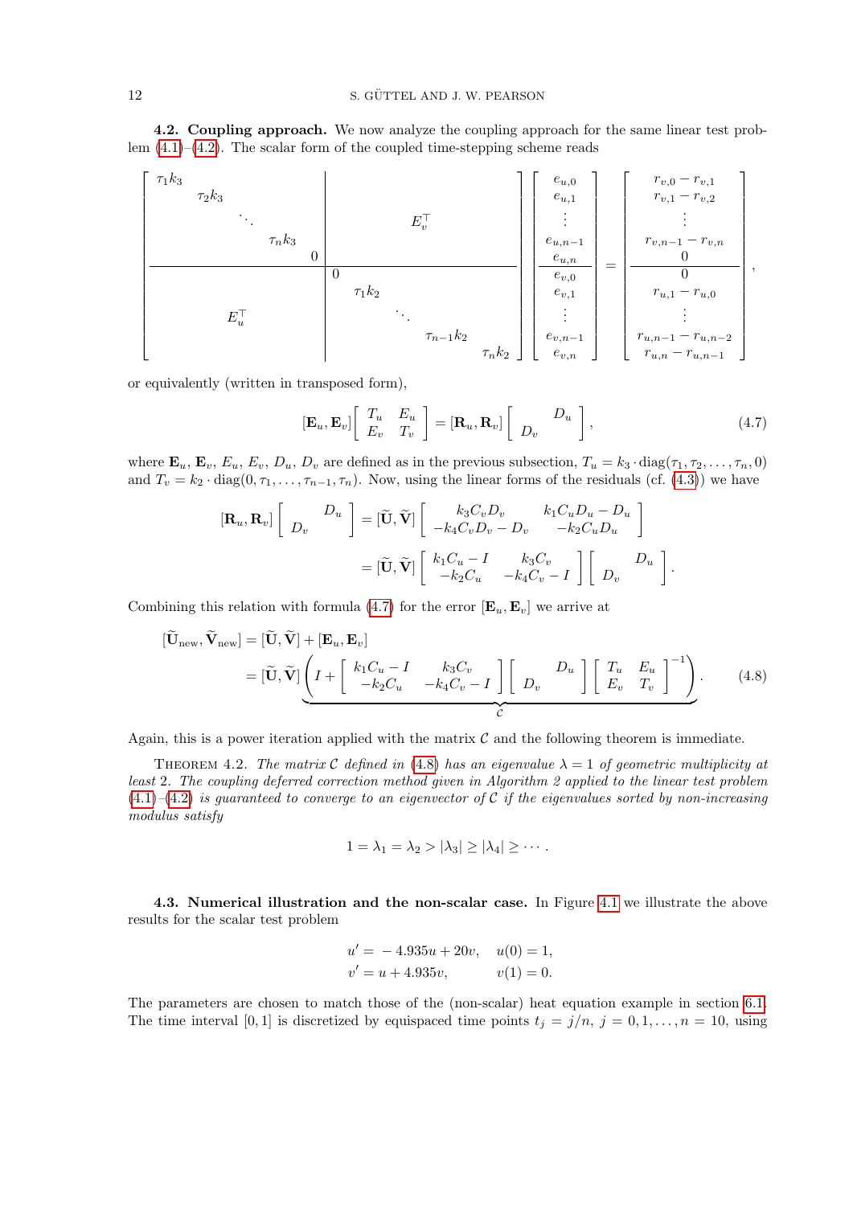**4.2. Coupling approach.** We now analyze the coupling approach for the same linear test problem (4.1)–(4.2). The scalar form of the coupled time-stepping scheme reads

$$
\left[\begin{array}{ccccc|ccccc}
\tau_1 k_3 & & & & & & & & & \\
 & \tau_2 k_3 & & & & & & & & \\
 & & \ddots & & & & & E_v^\top & & \\
 & & & \tau_n k_3 & & & & & & \\
 & & & & 0 & & & & & \\
\hline
 & & & & & 0 & & & & \\
 & & & & & & \tau_1 k_2 & & & \\
 & & E_u^\top & & & & & \ddots & & \\
 & & & & & & & & \tau_{n-1} k_2 & \\
 & & & & & & & & & \tau_n k_2
\end{array}\right]
\left[\begin{array}{c}
e_{u,0} \\ e_{u,1} \\ \vdots \\ e_{u,n-1} \\ e_{u,n} \\ \hline e_{v,0} \\ e_{v,1} \\ \vdots \\ e_{v,n-1} \\ e_{v,n}
\end{array}\right]
=
\left[\begin{array}{c}
r_{v,0} - r_{v,1} \\ r_{v,1} - r_{v,2} \\ \vdots \\ r_{v,n-1} - r_{v,n} \\ 0 \\ \hline 0 \\ r_{u,1} - r_{u,0} \\ \vdots \\ r_{u,n-1} - r_{u,n-2} \\ r_{u,n} - r_{u,n-1}
\end{array}\right],
$$

or equivalently (written in transposed form),

$$
[\mathbf{E}_u, \mathbf{E}_v] \begin{bmatrix} T_u & E_u \\ E_v & T_v \end{bmatrix} = [\mathbf{R}_u, \mathbf{R}_v] \begin{bmatrix} & D_u \\ D_v & \end{bmatrix}, \tag{4.7}
$$

where $\mathbf{E}_u$, $\mathbf{E}_v$, $E_u$, $E_v$, $D_u$, $D_v$ are defined as in the previous subsection, $T_u = k_3 \cdot \mathrm{diag}(\tau_1, \tau_2, \ldots, \tau_n, 0)$ and $T_v = k_2 \cdot \mathrm{diag}(0, \tau_1, \ldots, \tau_{n-1}, \tau_n)$. Now, using the linear forms of the residuals (cf. (4.3)) we have

$$
\begin{aligned}
[\mathbf{R}_u, \mathbf{R}_v] \begin{bmatrix} & D_u \\ D_v & \end{bmatrix} &= [\widetilde{\mathbf{U}}, \widetilde{\mathbf{V}}] \begin{bmatrix} k_3 C_v D_v & k_1 C_u D_u - D_u \\ -k_4 C_v D_v - D_v & -k_2 C_u D_u \end{bmatrix} \\
&= [\widetilde{\mathbf{U}}, \widetilde{\mathbf{V}}] \begin{bmatrix} k_1 C_u - I & k_3 C_v \\ -k_2 C_u & -k_4 C_v - I \end{bmatrix} \begin{bmatrix} & D_u \\ D_v & \end{bmatrix}.
\end{aligned}
$$

Combining this relation with formula (4.7) for the error $[\mathbf{E}_u, \mathbf{E}_v]$ we arrive at

$$
\begin{aligned}
[\widetilde{\mathbf{U}}_{\mathrm{new}}, \widetilde{\mathbf{V}}_{\mathrm{new}}] &= [\widetilde{\mathbf{U}}, \widetilde{\mathbf{V}}] + [\mathbf{E}_u, \mathbf{E}_v] \\
&= [\widetilde{\mathbf{U}}, \widetilde{\mathbf{V}}] \underbrace{\left( I + \begin{bmatrix} k_1 C_u - I & k_3 C_v \\ -k_2 C_u & -k_4 C_v - I \end{bmatrix} \begin{bmatrix} & D_u \\ D_v & \end{bmatrix} \begin{bmatrix} T_u & E_u \\ E_v & T_v \end{bmatrix}^{-1} \right)}_{\mathcal{C}}.
\end{aligned} \tag{4.8}
$$

Again, this is a power iteration applied with the matrix $\mathcal{C}$ and the following theorem is immediate.

THEOREM 4.2. *The matrix $\mathcal{C}$ defined in (4.8) has an eigenvalue $\lambda = 1$ of geometric multiplicity at least 2. The coupling deferred correction method given in Algorithm 2 applied to the linear test problem (4.1)–(4.2) is guaranteed to converge to an eigenvector of $\mathcal{C}$ if the eigenvalues sorted by non-increasing modulus satisfy*

$$
1 = \lambda_1 = \lambda_2 > |\lambda_3| \geq |\lambda_4| \geq \cdots.
$$

**4.3. Numerical illustration and the non-scalar case.** In Figure 4.1 we illustrate the above results for the scalar test problem

$$
\begin{aligned}
u' &= -4.935u + 20v, \quad u(0) = 1, \\
v' &= u + 4.935v, \qquad\quad v(1) = 0.
\end{aligned}
$$

The parameters are chosen to match those of the (non-scalar) heat equation example in section 6.1. The time interval $[0, 1]$ is discretized by equispaced time points $t_j = j/n$, $j = 0, 1, \ldots, n = 10$, using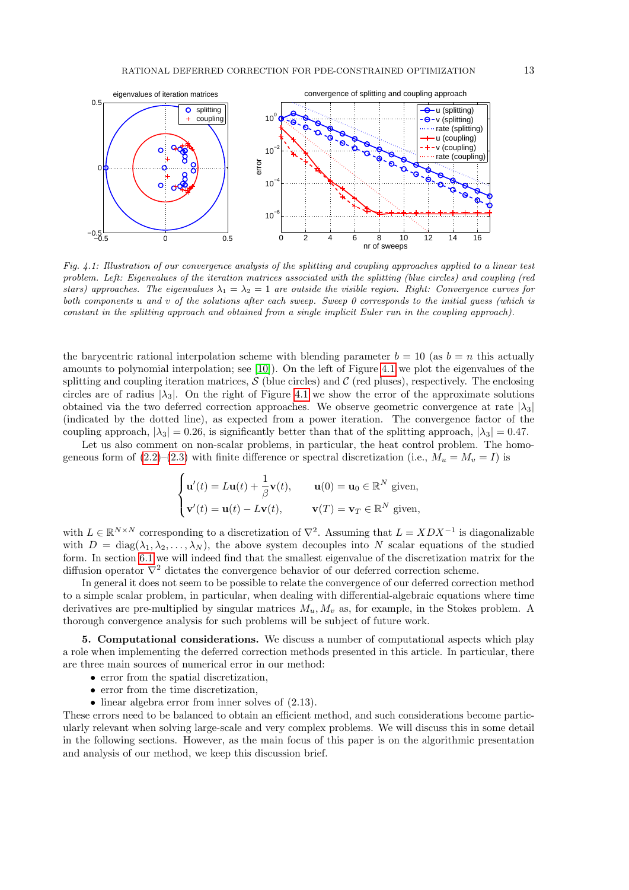*Fig. 4.1: Illustration of our convergence analysis of the splitting and coupling approaches applied to a linear test problem. Left: Eigenvalues of the iteration matrices associated with the splitting (blue circles) and coupling (red stars) approaches. The eigenvalues $\lambda_1 = \lambda_2 = 1$ are outside the visible region. Right: Convergence curves for both components u and v of the solutions after each sweep. Sweep 0 corresponds to the initial guess (which is constant in the splitting approach and obtained from a single implicit Euler run in the coupling approach).*

the barycentric rational interpolation scheme with blending parameter $b = 10$ (as $b = n$ this actually amounts to polynomial interpolation; see [10]). On the left of Figure 4.1 we plot the eigenvalues of the splitting and coupling iteration matrices, $\mathcal{S}$ (blue circles) and $\mathcal{C}$ (red pluses), respectively. The enclosing circles are of radius $|\lambda_3|$. On the right of Figure 4.1 we show the error of the approximate solutions obtained via the two deferred correction approaches. We observe geometric convergence at rate $|\lambda_3|$ (indicated by the dotted line), as expected from a power iteration. The convergence factor of the coupling approach, $|\lambda_3| = 0.26$, is significantly better than that of the splitting approach, $|\lambda_3| = 0.47$.

Let us also comment on non-scalar problems, in particular, the heat control problem. The homogeneous form of (2.2)–(2.3) with finite difference or spectral discretization (i.e., $M_u = M_v = I$) is

$$\begin{cases} \mathbf{u}'(t) = L\mathbf{u}(t) + \dfrac{1}{\beta}\mathbf{v}(t), & \mathbf{u}(0) = \mathbf{u}_0 \in \mathbb{R}^N \text{ given,} \\ \mathbf{v}'(t) = \mathbf{u}(t) - L\mathbf{v}(t), & \mathbf{v}(T) = \mathbf{v}_T \in \mathbb{R}^N \text{ given,} \end{cases}$$

with $L \in \mathbb{R}^{N\times N}$ corresponding to a discretization of $\nabla^2$. Assuming that $L = XDX^{-1}$ is diagonalizable with $D = \operatorname{diag}(\lambda_1, \lambda_2, \ldots, \lambda_N)$, the above system decouples into $N$ scalar equations of the studied form. In section 6.1 we will indeed find that the smallest eigenvalue of the discretization matrix for the diffusion operator $\nabla^2$ dictates the convergence behavior of our deferred correction scheme.

In general it does not seem to be possible to relate the convergence of our deferred correction method to a simple scalar problem, in particular, when dealing with differential-algebraic equations where time derivatives are pre-multiplied by singular matrices $M_u, M_v$ as, for example, in the Stokes problem. A thorough convergence analysis for such problems will be subject of future work.

**5. Computational considerations.** We discuss a number of computational aspects which play a role when implementing the deferred correction methods presented in this article. In particular, there are three main sources of numerical error in our method:

- error from the spatial discretization,
- error from the time discretization,
- linear algebra error from inner solves of (2.13).

These errors need to be balanced to obtain an efficient method, and such considerations become particularly relevant when solving large-scale and very complex problems. We will discuss this in some detail in the following sections. However, as the main focus of this paper is on the algorithmic presentation and analysis of our method, we keep this discussion brief.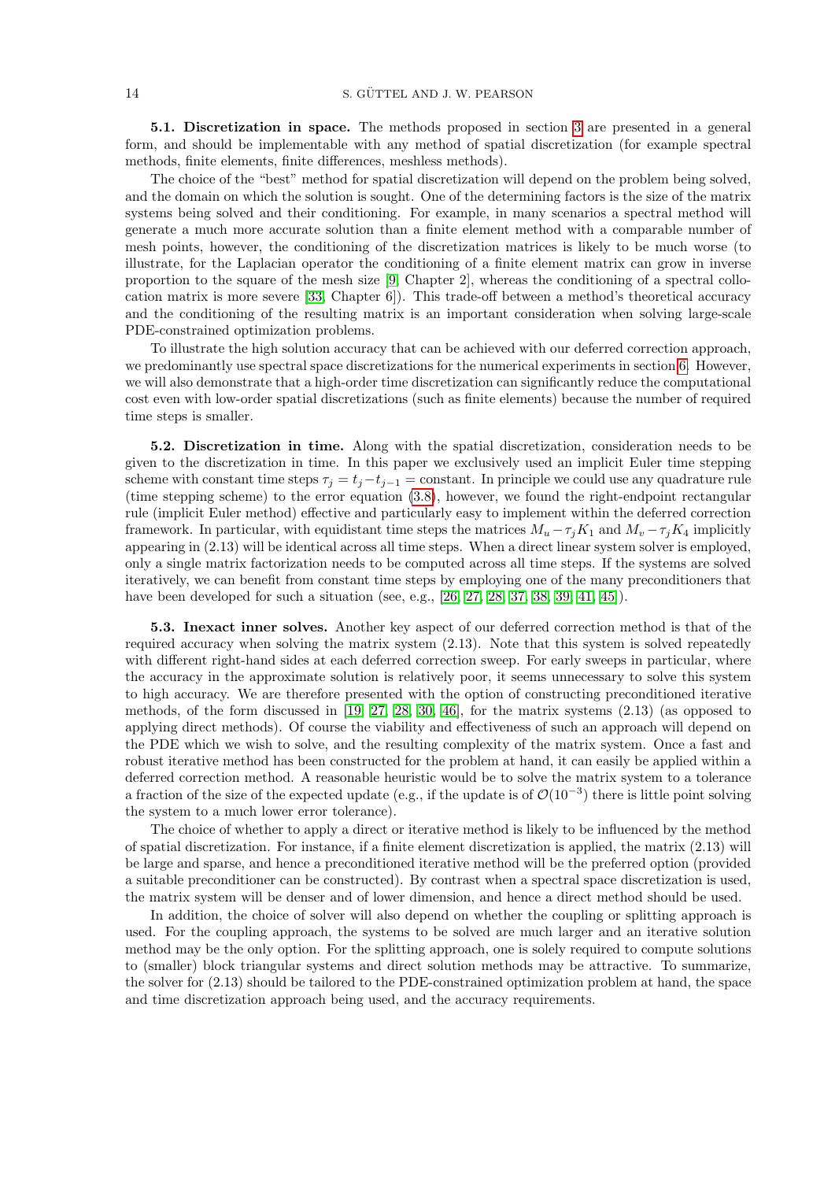**5.1. Discretization in space.** The methods proposed in section 3 are presented in a general form, and should be implementable with any method of spatial discretization (for example spectral methods, finite elements, finite differences, meshless methods).

The choice of the "best" method for spatial discretization will depend on the problem being solved, and the domain on which the solution is sought. One of the determining factors is the size of the matrix systems being solved and their conditioning. For example, in many scenarios a spectral method will generate a much more accurate solution than a finite element method with a comparable number of mesh points, however, the conditioning of the discretization matrices is likely to be much worse (to illustrate, for the Laplacian operator the conditioning of a finite element matrix can grow in inverse proportion to the square of the mesh size [9, Chapter 2], whereas the conditioning of a spectral collocation matrix is more severe [33, Chapter 6]). This trade-off between a method's theoretical accuracy and the conditioning of the resulting matrix is an important consideration when solving large-scale PDE-constrained optimization problems.

To illustrate the high solution accuracy that can be achieved with our deferred correction approach, we predominantly use spectral space discretizations for the numerical experiments in section 6. However, we will also demonstrate that a high-order time discretization can significantly reduce the computational cost even with low-order spatial discretizations (such as finite elements) because the number of required time steps is smaller.

**5.2. Discretization in time.** Along with the spatial discretization, consideration needs to be given to the discretization in time. In this paper we exclusively used an implicit Euler time stepping scheme with constant time steps $\tau_j = t_j - t_{j-1} =$ constant. In principle we could use any quadrature rule (time stepping scheme) to the error equation (3.8), however, we found the right-endpoint rectangular rule (implicit Euler method) effective and particularly easy to implement within the deferred correction framework. In particular, with equidistant time steps the matrices $M_u - \tau_j K_1$ and $M_v - \tau_j K_4$ implicitly appearing in (2.13) will be identical across all time steps. When a direct linear system solver is employed, only a single matrix factorization needs to be computed across all time steps. If the systems are solved iteratively, we can benefit from constant time steps by employing one of the many preconditioners that have been developed for such a situation (see, e.g., [26, 27, 28, 37, 38, 39, 41, 45]).

**5.3. Inexact inner solves.** Another key aspect of our deferred correction method is that of the required accuracy when solving the matrix system (2.13). Note that this system is solved repeatedly with different right-hand sides at each deferred correction sweep. For early sweeps in particular, where the accuracy in the approximate solution is relatively poor, it seems unnecessary to solve this system to high accuracy. We are therefore presented with the option of constructing preconditioned iterative methods, of the form discussed in [19, 27, 28, 30, 46], for the matrix systems (2.13) (as opposed to applying direct methods). Of course the viability and effectiveness of such an approach will depend on the PDE which we wish to solve, and the resulting complexity of the matrix system. Once a fast and robust iterative method has been constructed for the problem at hand, it can easily be applied within a deferred correction method. A reasonable heuristic would be to solve the matrix system to a tolerance a fraction of the size of the expected update (e.g., if the update is of $\mathcal{O}(10^{-3})$ there is little point solving the system to a much lower error tolerance).

The choice of whether to apply a direct or iterative method is likely to be influenced by the method of spatial discretization. For instance, if a finite element discretization is applied, the matrix (2.13) will be large and sparse, and hence a preconditioned iterative method will be the preferred option (provided a suitable preconditioner can be constructed). By contrast when a spectral space discretization is used, the matrix system will be denser and of lower dimension, and hence a direct method should be used.

In addition, the choice of solver will also depend on whether the coupling or splitting approach is used. For the coupling approach, the systems to be solved are much larger and an iterative solution method may be the only option. For the splitting approach, one is solely required to compute solutions to (smaller) block triangular systems and direct solution methods may be attractive. To summarize, the solver for (2.13) should be tailored to the PDE-constrained optimization problem at hand, the space and time discretization approach being used, and the accuracy requirements.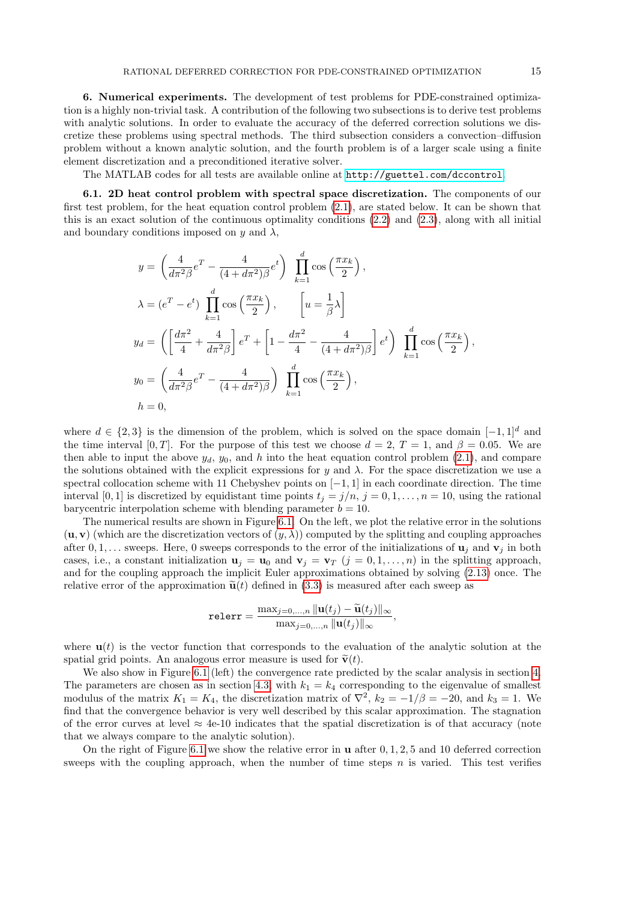**6. Numerical experiments.** The development of test problems for PDE-constrained optimization is a highly non-trivial task. A contribution of the following two subsections is to derive test problems with analytic solutions. In order to evaluate the accuracy of the deferred correction solutions we discretize these problems using spectral methods. The third subsection considers a convection–diffusion problem without a known analytic solution, and the fourth problem is of a larger scale using a finite element discretization and a preconditioned iterative solver.

The MATLAB codes for all tests are available online at http://guettel.com/dccontrol.

**6.1. 2D heat control problem with spectral space discretization.** The components of our first test problem, for the heat equation control problem (2.1), are stated below. It can be shown that this is an exact solution of the continuous optimality conditions (2.2) and (2.3), along with all initial and boundary conditions imposed on $y$ and $\lambda$,

$$
\begin{aligned}
y &= \left(\frac{4}{d\pi^2\beta}e^T - \frac{4}{(4+d\pi^2)\beta}e^t\right)\ \prod_{k=1}^{d}\cos\left(\frac{\pi x_k}{2}\right),\\
\lambda &= (e^T - e^t)\ \prod_{k=1}^{d}\cos\left(\frac{\pi x_k}{2}\right), \qquad \left[u = \frac{1}{\beta}\lambda\right]\\
y_d &= \left(\left[\frac{d\pi^2}{4} + \frac{4}{d\pi^2\beta}\right]e^T + \left[1 - \frac{d\pi^2}{4} - \frac{4}{(4+d\pi^2)\beta}\right]e^t\right)\ \prod_{k=1}^{d}\cos\left(\frac{\pi x_k}{2}\right),\\
y_0 &= \left(\frac{4}{d\pi^2\beta}e^T - \frac{4}{(4+d\pi^2)\beta}\right)\ \prod_{k=1}^{d}\cos\left(\frac{\pi x_k}{2}\right),\\
h &= 0,
\end{aligned}
$$

where $d \in \{2,3\}$ is the dimension of the problem, which is solved on the space domain $[-1,1]^d$ and the time interval $[0,T]$. For the purpose of this test we choose $d=2$, $T=1$, and $\beta=0.05$. We are then able to input the above $y_d$, $y_0$, and $h$ into the heat equation control problem (2.1), and compare the solutions obtained with the explicit expressions for $y$ and $\lambda$. For the space discretization we use a spectral collocation scheme with 11 Chebyshev points on $[-1,1]$ in each coordinate direction. The time interval $[0,1]$ is discretized by equidistant time points $t_j = j/n$, $j = 0,1,\ldots,n=10$, using the rational barycentric interpolation scheme with blending parameter $b=10$.

The numerical results are shown in Figure 6.1. On the left, we plot the relative error in the solutions $(\mathbf{u},\mathbf{v})$ (which are the discretization vectors of $(y,\lambda)$) computed by the splitting and coupling approaches after $0,1,\ldots$ sweeps. Here, 0 sweeps corresponds to the error of the initializations of $\mathbf{u}_j$ and $\mathbf{v}_j$ in both cases, i.e., a constant initialization $\mathbf{u}_j = \mathbf{u}_0$ and $\mathbf{v}_j = \mathbf{v}_T$ $(j=0,1,\ldots,n)$ in the splitting approach, and for the coupling approach the implicit Euler approximations obtained by solving (2.13) once. The relative error of the approximation $\widetilde{\mathbf{u}}(t)$ defined in (3.3) is measured after each sweep as

$$
\texttt{relerr} = \frac{\max_{j=0,\ldots,n}\|\mathbf{u}(t_j) - \widetilde{\mathbf{u}}(t_j)\|_\infty}{\max_{j=0,\ldots,n}\|\mathbf{u}(t_j)\|_\infty},
$$

where $\mathbf{u}(t)$ is the vector function that corresponds to the evaluation of the analytic solution at the spatial grid points. An analogous error measure is used for $\widetilde{\mathbf{v}}(t)$.

We also show in Figure 6.1 (left) the convergence rate predicted by the scalar analysis in section 4. The parameters are chosen as in section 4.3, with $k_1 = k_4$ corresponding to the eigenvalue of smallest modulus of the matrix $K_1 = K_4$, the discretization matrix of $\nabla^2$, $k_2 = -1/\beta = -20$, and $k_3 = 1$. We find that the convergence behavior is very well described by this scalar approximation. The stagnation of the error curves at level $\approx$ 4e-10 indicates that the spatial discretization is of that accuracy (note that we always compare to the analytic solution).

On the right of Figure 6.1 we show the relative error in $\mathbf{u}$ after $0,1,2,5$ and $10$ deferred correction sweeps with the coupling approach, when the number of time steps $n$ is varied. This test verifies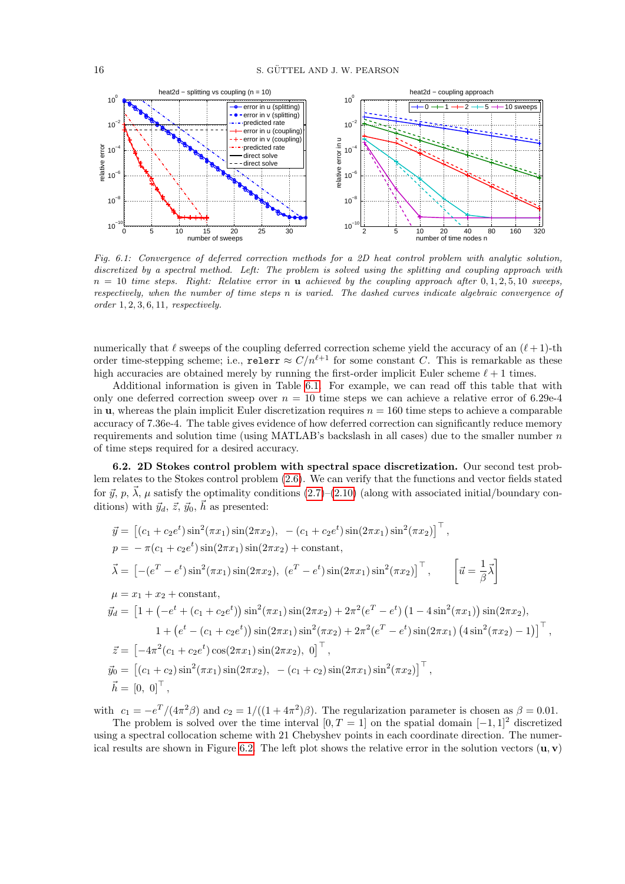*Fig. 6.1: Convergence of deferred correction methods for a 2D heat control problem with analytic solution, discretized by a spectral method. Left: The problem is solved using the splitting and coupling approach with $n = 10$ time steps. Right: Relative error in $\mathbf{u}$ achieved by the coupling approach after $0, 1, 2, 5, 10$ sweeps, respectively, when the number of time steps $n$ is varied. The dashed curves indicate algebraic convergence of order $1, 2, 3, 6, 11$, respectively.*

numerically that $\ell$ sweeps of the coupling deferred correction scheme yield the accuracy of an $(\ell+1)$-th order time-stepping scheme; i.e., `relerr` $\approx C/n^{\ell+1}$ for some constant $C$. This is remarkable as these high accuracies are obtained merely by running the first-order implicit Euler scheme $\ell+1$ times.

Additional information is given in Table 6.1. For example, we can read off this table that with only one deferred correction sweep over $n = 10$ time steps we can achieve a relative error of 6.29e-4 in $\mathbf{u}$, whereas the plain implicit Euler discretization requires $n = 160$ time steps to achieve a comparable accuracy of 7.36e-4. The table gives evidence of how deferred correction can significantly reduce memory requirements and solution time (using MATLAB's backslash in all cases) due to the smaller number $n$ of time steps required for a desired accuracy.

**6.2. 2D Stokes control problem with spectral space discretization.** Our second test problem relates to the Stokes control problem (2.6). We can verify that the functions and vector fields stated for $\vec{y}$, $p$, $\vec{\lambda}$, $\mu$ satisfy the optimality conditions (2.7)–(2.10) (along with associated initial/boundary conditions) with $\vec{y}_d$, $\vec{z}$, $\vec{y}_0$, $\vec{h}$ as presented:

$$
\begin{aligned}
\vec{y} &= \left[(c_1 + c_2 e^t)\sin^2(\pi x_1)\sin(2\pi x_2),\ -(c_1 + c_2 e^t)\sin(2\pi x_1)\sin^2(\pi x_2)\right]^\top, \\
p &= -\pi(c_1 + c_2 e^t)\sin(2\pi x_1)\sin(2\pi x_2) + \text{constant}, \\
\vec{\lambda} &= \left[-(e^T - e^t)\sin^2(\pi x_1)\sin(2\pi x_2),\ (e^T - e^t)\sin(2\pi x_1)\sin^2(\pi x_2)\right]^\top, \qquad \left[\vec{u} = \frac{1}{\beta}\vec{\lambda}\right] \\
\mu &= x_1 + x_2 + \text{constant}, \\
\vec{y}_d &= \Big[1 + \left(-e^t + (c_1 + c_2 e^t)\right)\sin^2(\pi x_1)\sin(2\pi x_2) + 2\pi^2(e^T - e^t)\left(1 - 4\sin^2(\pi x_1)\right)\sin(2\pi x_2), \\
&\qquad 1 + \left(e^t - (c_1 + c_2 e^t)\right)\sin(2\pi x_1)\sin^2(\pi x_2) + 2\pi^2(e^T - e^t)\sin(2\pi x_1)\left(4\sin^2(\pi x_2) - 1\right)\Big]^\top, \\
\vec{z} &= \left[-4\pi^2(c_1 + c_2 e^t)\cos(2\pi x_1)\sin(2\pi x_2),\ 0\right]^\top, \\
\vec{y}_0 &= \left[(c_1 + c_2)\sin^2(\pi x_1)\sin(2\pi x_2),\ -(c_1 + c_2)\sin(2\pi x_1)\sin^2(\pi x_2)\right]^\top, \\
\vec{h} &= [0,\ 0]^\top,
\end{aligned}
$$

with $c_1 = -e^T/(4\pi^2\beta)$ and $c_2 = 1/((1 + 4\pi^2)\beta)$. The regularization parameter is chosen as $\beta = 0.01$.

The problem is solved over the time interval $[0, T = 1]$ on the spatial domain $[-1, 1]^2$ discretized using a spectral collocation scheme with 21 Chebyshev points in each coordinate direction. The numerical results are shown in Figure 6.2. The left plot shows the relative error in the solution vectors $(\mathbf{u}, \mathbf{v})$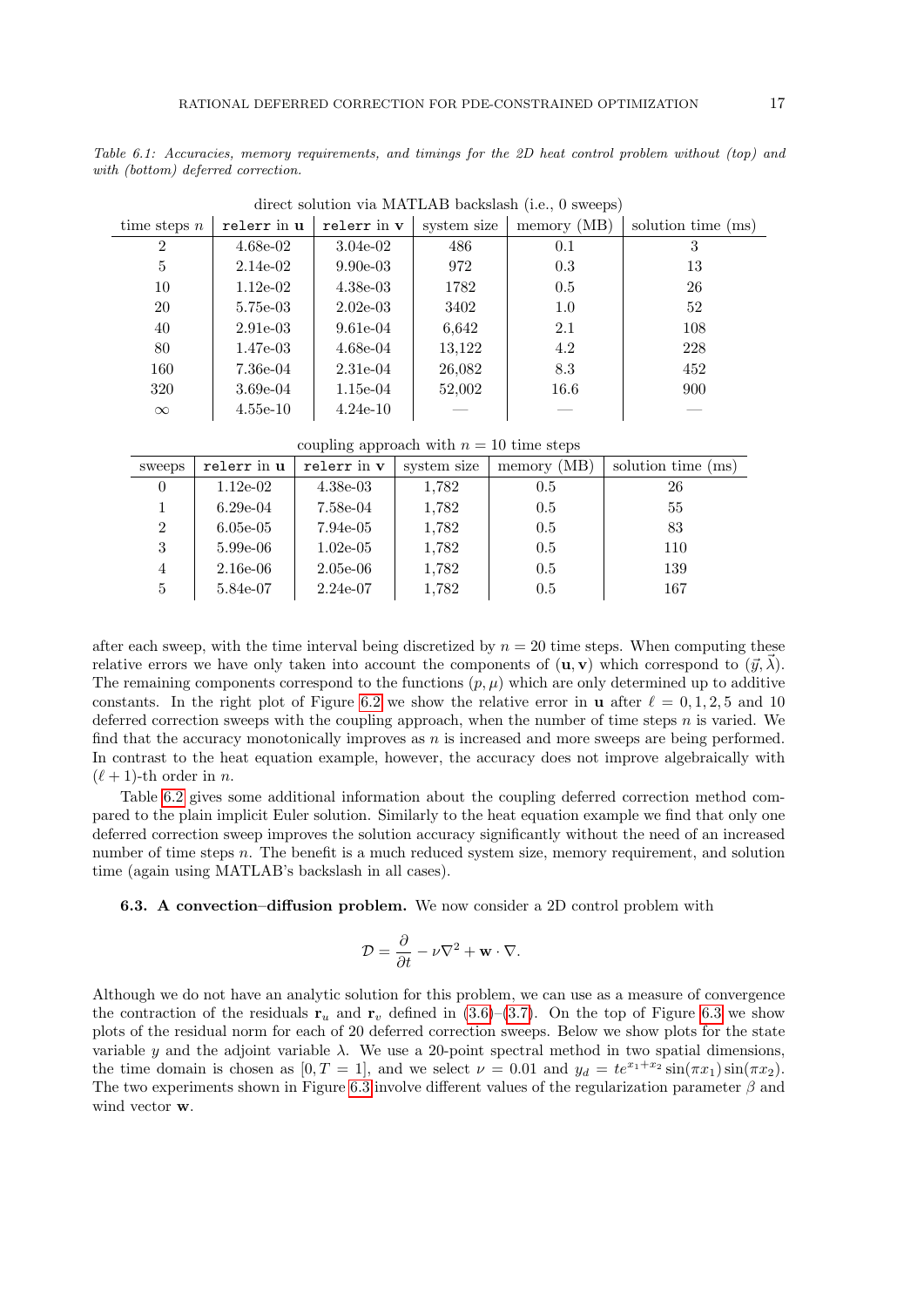Table 6.1: Accuracies, memory requirements, and timings for the 2D heat control problem without (top) and with (bottom) deferred correction.

direct solution via MATLAB backslash (i.e., 0 sweeps)

| time steps $n$ | `relerr` in $\mathbf{u}$ | `relerr` in $\mathbf{v}$ | system size | memory (MB) | solution time (ms) |
|---|---|---|---|---|---|
| 2 | 4.68e-02 | 3.04e-02 | 486 | 0.1 | 3 |
| 5 | 2.14e-02 | 9.90e-03 | 972 | 0.3 | 13 |
| 10 | 1.12e-02 | 4.38e-03 | 1782 | 0.5 | 26 |
| 20 | 5.75e-03 | 2.02e-03 | 3402 | 1.0 | 52 |
| 40 | 2.91e-03 | 9.61e-04 | 6,642 | 2.1 | 108 |
| 80 | 1.47e-03 | 4.68e-04 | 13,122 | 4.2 | 228 |
| 160 | 7.36e-04 | 2.31e-04 | 26,082 | 8.3 | 452 |
| 320 | 3.69e-04 | 1.15e-04 | 52,002 | 16.6 | 900 |
| $\infty$ | 4.55e-10 | 4.24e-10 | — | — | — |

coupling approach with $n = 10$ time steps

| sweeps | `relerr` in $\mathbf{u}$ | `relerr` in $\mathbf{v}$ | system size | memory (MB) | solution time (ms) |
|---|---|---|---|---|---|
| 0 | 1.12e-02 | 4.38e-03 | 1,782 | 0.5 | 26 |
| 1 | 6.29e-04 | 7.58e-04 | 1,782 | 0.5 | 55 |
| 2 | 6.05e-05 | 7.94e-05 | 1,782 | 0.5 | 83 |
| 3 | 5.99e-06 | 1.02e-05 | 1,782 | 0.5 | 110 |
| 4 | 2.16e-06 | 2.05e-06 | 1,782 | 0.5 | 139 |
| 5 | 5.84e-07 | 2.24e-07 | 1,782 | 0.5 | 167 |

after each sweep, with the time interval being discretized by $n = 20$ time steps. When computing these relative errors we have only taken into account the components of $(\mathbf{u}, \mathbf{v})$ which correspond to $(\vec{y}, \vec{\lambda})$. The remaining components correspond to the functions $(p, \mu)$ which are only determined up to additive constants. In the right plot of Figure 6.2 we show the relative error in $\mathbf{u}$ after $\ell = 0, 1, 2, 5$ and 10 deferred correction sweeps with the coupling approach, when the number of time steps $n$ is varied. We find that the accuracy monotonically improves as $n$ is increased and more sweeps are being performed. In contrast to the heat equation example, however, the accuracy does not improve algebraically with $(\ell + 1)$-th order in $n$.

Table 6.2 gives some additional information about the coupling deferred correction method compared to the plain implicit Euler solution. Similarly to the heat equation example we find that only one deferred correction sweep improves the solution accuracy significantly without the need of an increased number of time steps $n$. The benefit is a much reduced system size, memory requirement, and solution time (again using MATLAB's backslash in all cases).

**6.3. A convection–diffusion problem.** We now consider a 2D control problem with

$$\mathcal{D} = \frac{\partial}{\partial t} - \nu \nabla^2 + \mathbf{w} \cdot \nabla.$$

Although we do not have an analytic solution for this problem, we can use as a measure of convergence the contraction of the residuals $\mathbf{r}_u$ and $\mathbf{r}_v$ defined in (3.6)–(3.7). On the top of Figure 6.3 we show plots of the residual norm for each of 20 deferred correction sweeps. Below we show plots for the state variable $y$ and the adjoint variable $\lambda$. We use a 20-point spectral method in two spatial dimensions, the time domain is chosen as $[0, T = 1]$, and we select $\nu = 0.01$ and $y_d = te^{x_1+x_2}\sin(\pi x_1)\sin(\pi x_2)$. The two experiments shown in Figure 6.3 involve different values of the regularization parameter $\beta$ and wind vector $\mathbf{w}$.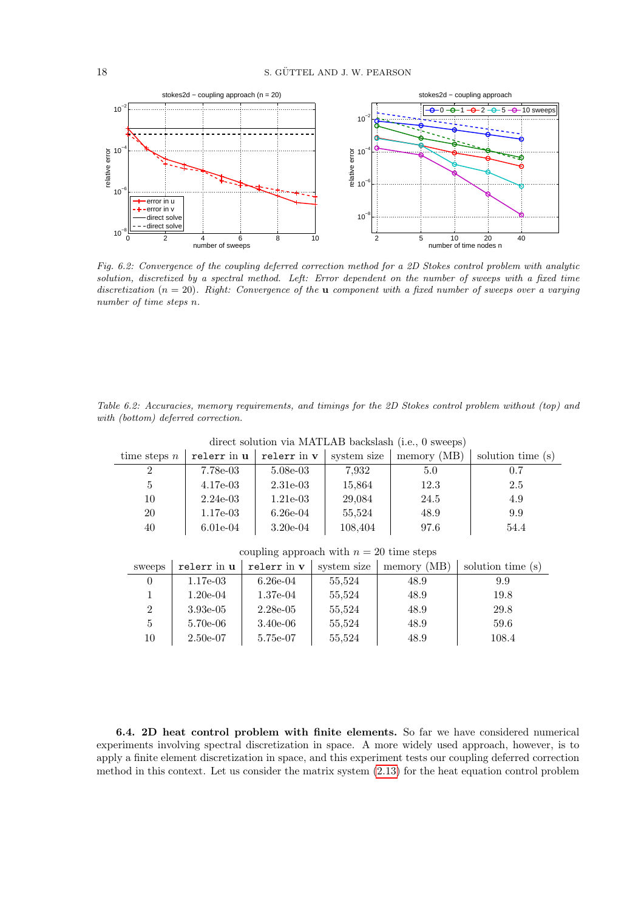Fig. 6.2: *Convergence of the coupling deferred correction method for a 2D Stokes control problem with analytic solution, discretized by a spectral method. Left: Error dependent on the number of sweeps with a fixed time discretization ($n = 20$). Right: Convergence of the* **u** *component with a fixed number of sweeps over a varying number of time steps $n$.*

Table 6.2: *Accuracies, memory requirements, and timings for the 2D Stokes control problem without (top) and with (bottom) deferred correction.*

direct solution via MATLAB backslash (i.e., 0 sweeps)

| time steps $n$ | relerr in **u** | relerr in **v** | system size | memory (MB) | solution time (s) |
|---|---|---|---|---|---|
| 2 | 7.78e-03 | 5.08e-03 | 7,932 | 5.0 | 0.7 |
| 5 | 4.17e-03 | 2.31e-03 | 15,864 | 12.3 | 2.5 |
| 10 | 2.24e-03 | 1.21e-03 | 29,084 | 24.5 | 4.9 |
| 20 | 1.17e-03 | 6.26e-04 | 55,524 | 48.9 | 9.9 |
| 40 | 6.01e-04 | 3.20e-04 | 108,404 | 97.6 | 54.4 |

coupling approach with $n = 20$ time steps

| sweeps | relerr in **u** | relerr in **v** | system size | memory (MB) | solution time (s) |
|---|---|---|---|---|---|
| 0 | 1.17e-03 | 6.26e-04 | 55,524 | 48.9 | 9.9 |
| 1 | 1.20e-04 | 1.37e-04 | 55,524 | 48.9 | 19.8 |
| 2 | 3.93e-05 | 2.28e-05 | 55,524 | 48.9 | 29.8 |
| 5 | 5.70e-06 | 3.40e-06 | 55,524 | 48.9 | 59.6 |
| 10 | 2.50e-07 | 5.75e-07 | 55,524 | 48.9 | 108.4 |

**6.4. 2D heat control problem with finite elements.** So far we have considered numerical experiments involving spectral discretization in space. A more widely used approach, however, is to apply a finite element discretization in space, and this experiment tests our coupling deferred correction method in this context. Let us consider the matrix system (2.13) for the heat equation control problem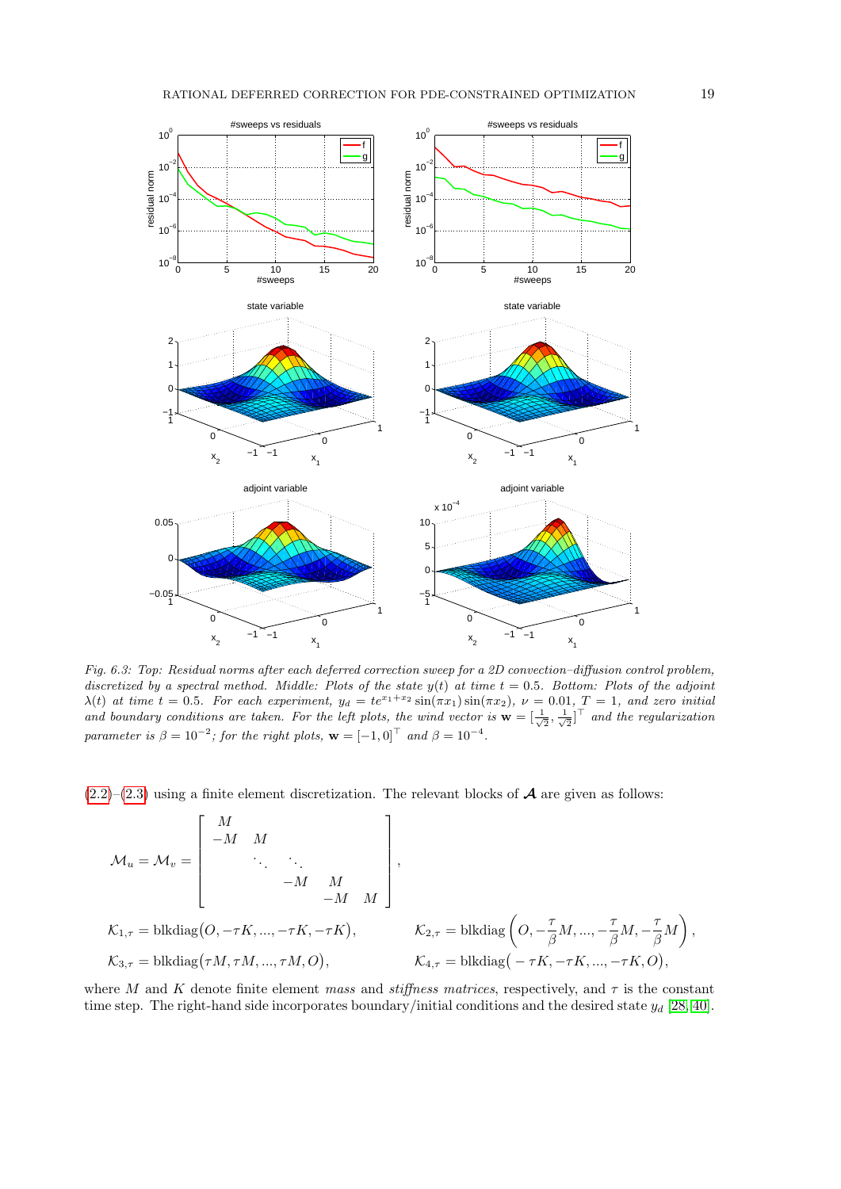*Fig. 6.3: Top: Residual norms after each deferred correction sweep for a 2D convection–diffusion control problem, discretized by a spectral method. Middle: Plots of the state $y(t)$ at time $t = 0.5$. Bottom: Plots of the adjoint $\lambda(t)$ at time $t = 0.5$. For each experiment, $y_d = te^{x_1+x_2}\sin(\pi x_1)\sin(\pi x_2)$, $\nu = 0.01$, $T = 1$, and zero initial and boundary conditions are taken. For the left plots, the wind vector is $\mathbf{w} = [\frac{1}{\sqrt{2}}, \frac{1}{\sqrt{2}}]^\top$ and the regularization parameter is $\beta = 10^{-2}$; for the right plots, $\mathbf{w} = [-1, 0]^\top$ and $\beta = 10^{-4}$.*

(2.2)–(2.3) using a finite element discretization. The relevant blocks of $\boldsymbol{\mathcal{A}}$ are given as follows:

$$\mathcal{M}_u = \mathcal{M}_v = \begin{bmatrix} M & & & & \\ -M & M & & & \\ & \ddots & \ddots & & \\ & & -M & M & \\ & & & -M & M \end{bmatrix},$$

$$\mathcal{K}_{1,\tau} = \text{blkdiag}\big(O, -\tau K, ..., -\tau K, -\tau K\big), \qquad \mathcal{K}_{2,\tau} = \text{blkdiag}\left(O, -\frac{\tau}{\beta}M, ..., -\frac{\tau}{\beta}M, -\frac{\tau}{\beta}M\right),$$

$$\mathcal{K}_{3,\tau} = \text{blkdiag}\big(\tau M, \tau M, ..., \tau M, O\big), \qquad \mathcal{K}_{4,\tau} = \text{blkdiag}\big(-\tau K, -\tau K, ..., -\tau K, O\big),$$

where $M$ and $K$ denote finite element *mass* and *stiffness matrices*, respectively, and $\tau$ is the constant time step. The right-hand side incorporates boundary/initial conditions and the desired state $y_d$ [28, 40].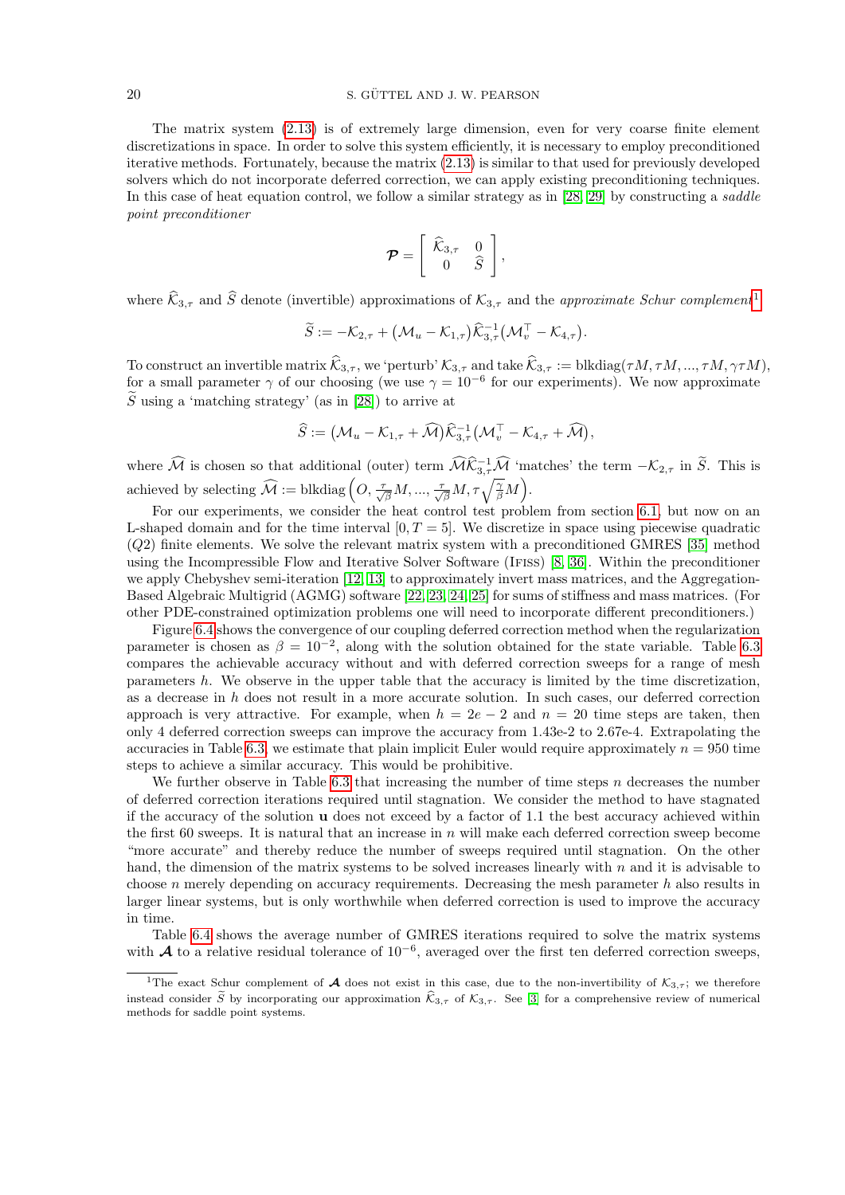The matrix system (2.13) is of extremely large dimension, even for very coarse finite element discretizations in space. In order to solve this system efficiently, it is necessary to employ preconditioned iterative methods. Fortunately, because the matrix (2.13) is similar to that used for previously developed solvers which do not incorporate deferred correction, we can apply existing preconditioning techniques. In this case of heat equation control, we follow a similar strategy as in [28, 29] by constructing a *saddle point preconditioner*

$$\boldsymbol{\mathcal{P}} = \begin{bmatrix} \widehat{\mathcal{K}}_{3,\tau} & 0 \\ 0 & \widehat{S} \end{bmatrix},$$

where $\widehat{\mathcal{K}}_{3,\tau}$ and $\widehat{S}$ denote (invertible) approximations of $\mathcal{K}_{3,\tau}$ and the *approximate Schur complement*[1]

$$\widetilde{S} := -\mathcal{K}_{2,\tau} + \big(\mathcal{M}_u - \mathcal{K}_{1,\tau}\big)\widehat{\mathcal{K}}_{3,\tau}^{-1}\big(\mathcal{M}_v^\top - \mathcal{K}_{4,\tau}\big).$$

To construct an invertible matrix $\widehat{\mathcal{K}}_{3,\tau}$, we 'perturb' $\mathcal{K}_{3,\tau}$ and take $\widehat{\mathcal{K}}_{3,\tau} := \text{blkdiag}(\tau M, \tau M, ..., \tau M, \gamma\tau M)$, for a small parameter $\gamma$ of our choosing (we use $\gamma = 10^{-6}$ for our experiments). We now approximate $\widetilde{S}$ using a 'matching strategy' (as in [28]) to arrive at

$$\widehat{S} := \big(\mathcal{M}_u - \mathcal{K}_{1,\tau} + \widehat{\mathcal{M}}\big)\widehat{\mathcal{K}}_{3,\tau}^{-1}\big(\mathcal{M}_v^\top - \mathcal{K}_{4,\tau} + \widehat{\mathcal{M}}\big),$$

where $\widehat{\mathcal{M}}$ is chosen so that additional (outer) term $\widehat{\mathcal{M}}\widehat{\mathcal{K}}_{3,\tau}^{-1}\widehat{\mathcal{M}}$ 'matches' the term $-\mathcal{K}_{2,\tau}$ in $\widetilde{S}$. This is achieved by selecting $\widehat{\mathcal{M}} := \text{blkdiag}\left(O, \frac{\tau}{\sqrt{\beta}}M, ..., \frac{\tau}{\sqrt{\beta}}M, \tau\sqrt{\frac{\gamma}{\beta}}M\right)$.

For our experiments, we consider the heat control test problem from section 6.1, but now on an L-shaped domain and for the time interval $[0, T = 5]$. We discretize in space using piecewise quadratic ($Q2$) finite elements. We solve the relevant matrix system with a preconditioned GMRES [35] method using the Incompressible Flow and Iterative Solver Software (IFISS) [8, 36]. Within the preconditioner we apply Chebyshev semi-iteration [12, 13] to approximately invert mass matrices, and the Aggregation-Based Algebraic Multigrid (AGMG) software [22, 23, 24, 25] for sums of stiffness and mass matrices. (For other PDE-constrained optimization problems one will need to incorporate different preconditioners.)

Figure 6.4 shows the convergence of our coupling deferred correction method when the regularization parameter is chosen as $\beta = 10^{-2}$, along with the solution obtained for the state variable. Table 6.3 compares the achievable accuracy without and with deferred correction sweeps for a range of mesh parameters $h$. We observe in the upper table that the accuracy is limited by the time discretization, as a decrease in $h$ does not result in a more accurate solution. In such cases, our deferred correction approach is very attractive. For example, when $h = 2e-2$ and $n = 20$ time steps are taken, then only 4 deferred correction sweeps can improve the accuracy from 1.43e-2 to 2.67e-4. Extrapolating the accuracies in Table 6.3, we estimate that plain implicit Euler would require approximately $n = 950$ time steps to achieve a similar accuracy. This would be prohibitive.

We further observe in Table 6.3 that increasing the number of time steps $n$ decreases the number of deferred correction iterations required until stagnation. We consider the method to have stagnated if the accuracy of the solution $\mathbf{u}$ does not exceed by a factor of 1.1 the best accuracy achieved within the first 60 sweeps. It is natural that an increase in $n$ will make each deferred correction sweep become "more accurate" and thereby reduce the number of sweeps required until stagnation. On the other hand, the dimension of the matrix systems to be solved increases linearly with $n$ and it is advisable to choose $n$ merely depending on accuracy requirements. Decreasing the mesh parameter $h$ also results in larger linear systems, but is only worthwhile when deferred correction is used to improve the accuracy in time.

Table 6.4 shows the average number of GMRES iterations required to solve the matrix systems with $\boldsymbol{\mathcal{A}}$ to a relative residual tolerance of $10^{-6}$, averaged over the first ten deferred correction sweeps,

---

[1] The exact Schur complement of $\boldsymbol{\mathcal{A}}$ does not exist in this case, due to the non-invertibility of $\mathcal{K}_{3,\tau}$; we therefore instead consider $\widetilde{S}$ by incorporating our approximation $\widehat{\mathcal{K}}_{3,\tau}$ of $\mathcal{K}_{3,\tau}$. See [3] for a comprehensive review of numerical methods for saddle point systems.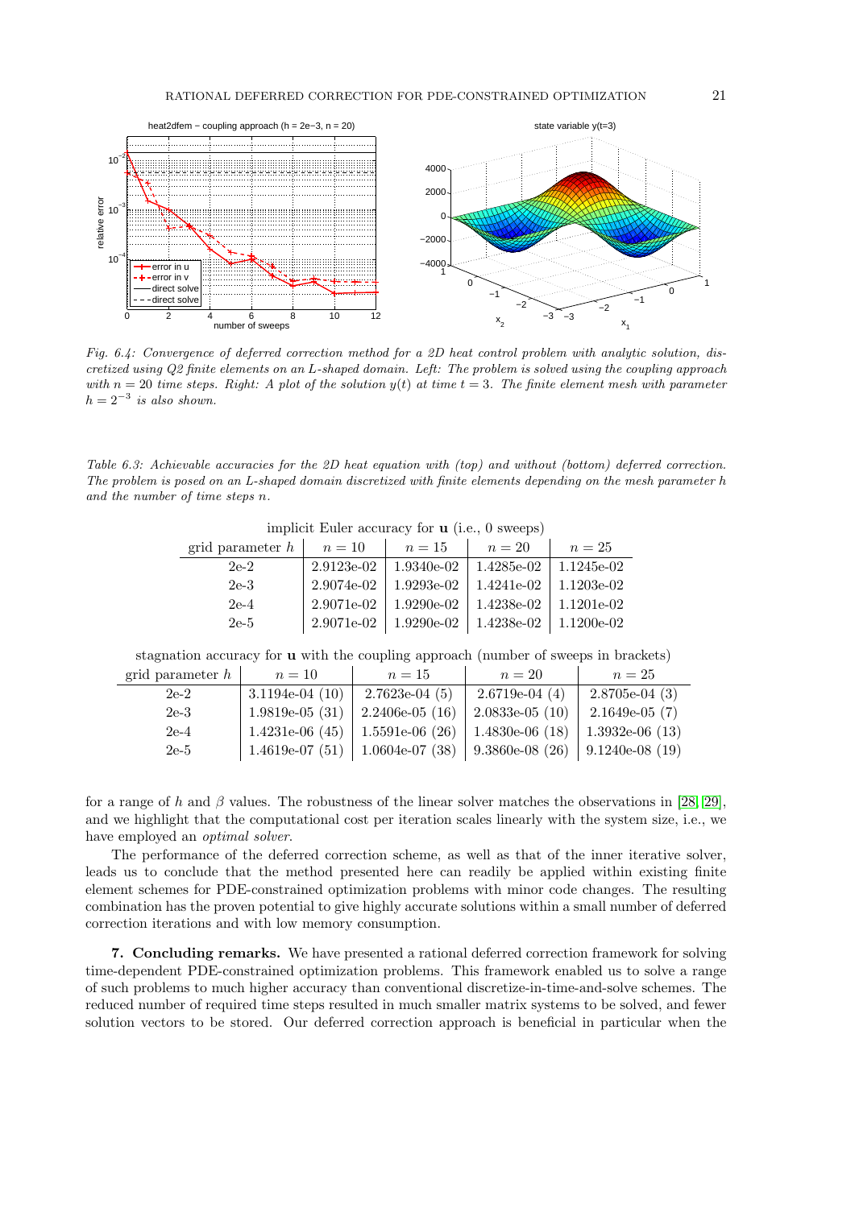*Fig. 6.4: Convergence of deferred correction method for a 2D heat control problem with analytic solution, discretized using Q2 finite elements on an L-shaped domain. Left: The problem is solved using the coupling approach with $n = 20$ time steps. Right: A plot of the solution $y(t)$ at time $t = 3$. The finite element mesh with parameter $h = 2^{-3}$ is also shown.*

*Table 6.3: Achievable accuracies for the 2D heat equation with (top) and without (bottom) deferred correction. The problem is posed on an L-shaped domain discretized with finite elements depending on the mesh parameter $h$ and the number of time steps $n$.*

implicit Euler accuracy for $\mathbf{u}$ (i.e., 0 sweeps)

| grid parameter $h$ | $n = 10$ | $n = 15$ | $n = 20$ | $n = 25$ |
|---|---|---|---|---|
| 2e-2 | 2.9123e-02 | 1.9340e-02 | 1.4285e-02 | 1.1245e-02 |
| 2e-3 | 2.9074e-02 | 1.9293e-02 | 1.4241e-02 | 1.1203e-02 |
| 2e-4 | 2.9071e-02 | 1.9290e-02 | 1.4238e-02 | 1.1201e-02 |
| 2e-5 | 2.9071e-02 | 1.9290e-02 | 1.4238e-02 | 1.1200e-02 |

stagnation accuracy for $\mathbf{u}$ with the coupling approach (number of sweeps in brackets)

| grid parameter $h$ | $n = 10$ | $n = 15$ | $n = 20$ | $n = 25$ |
|---|---|---|---|---|
| 2e-2 | 3.1194e-04 (10) | 2.7623e-04 (5) | 2.6719e-04 (4) | 2.8705e-04 (3) |
| 2e-3 | 1.9819e-05 (31) | 2.2406e-05 (16) | 2.0833e-05 (10) | 2.1649e-05 (7) |
| 2e-4 | 1.4231e-06 (45) | 1.5591e-06 (26) | 1.4830e-06 (18) | 1.3932e-06 (13) |
| 2e-5 | 1.4619e-07 (51) | 1.0604e-07 (38) | 9.3860e-08 (26) | 9.1240e-08 (19) |

for a range of $h$ and $\beta$ values. The robustness of the linear solver matches the observations in [28, 29], and we highlight that the computational cost per iteration scales linearly with the system size, i.e., we have employed an *optimal solver*.

The performance of the deferred correction scheme, as well as that of the inner iterative solver, leads us to conclude that the method presented here can readily be applied within existing finite element schemes for PDE-constrained optimization problems with minor code changes. The resulting combination has the proven potential to give highly accurate solutions within a small number of deferred correction iterations and with low memory consumption.

## 7. Concluding remarks.

We have presented a rational deferred correction framework for solving time-dependent PDE-constrained optimization problems. This framework enabled us to solve a range of such problems to much higher accuracy than conventional discretize-in-time-and-solve schemes. The reduced number of required time steps resulted in much smaller matrix systems to be solved, and fewer solution vectors to be stored. Our deferred correction approach is beneficial in particular when the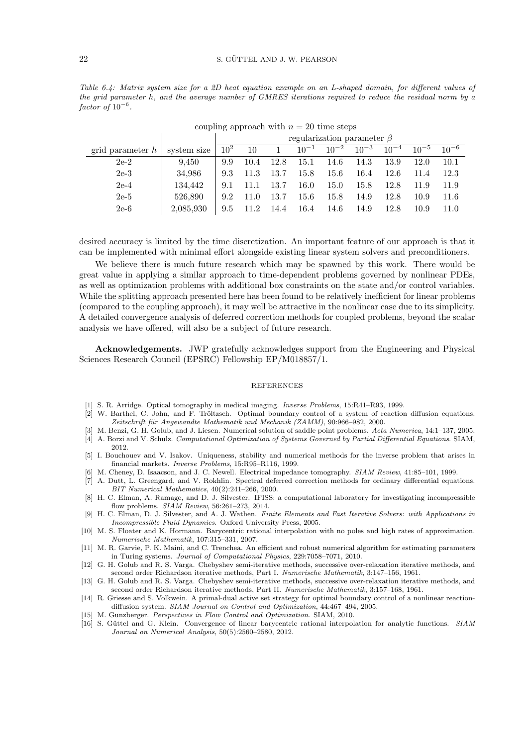*Table 6.4: Matrix system size for a 2D heat equation example on an L-shaped domain, for different values of the grid parameter h, and the average number of GMRES iterations required to reduce the residual norm by a factor of $10^{-6}$.*

coupling approach with $n = 20$ time steps

| | | regularization parameter $\beta$ | | | | | | | | |
|---|---|---|---|---|---|---|---|---|---|---|
| grid parameter $h$ | system size | $10^2$ | 10 | 1 | $10^{-1}$ | $10^{-2}$ | $10^{-3}$ | $10^{-4}$ | $10^{-5}$ | $10^{-6}$ |
| 2e-2 | 9,450 | 9.9 | 10.4 | 12.8 | 15.1 | 14.6 | 14.3 | 13.9 | 12.0 | 10.1 |
| 2e-3 | 34,986 | 9.3 | 11.3 | 13.7 | 15.8 | 15.6 | 16.4 | 12.6 | 11.4 | 12.3 |
| 2e-4 | 134,442 | 9.1 | 11.1 | 13.7 | 16.0 | 15.0 | 15.8 | 12.8 | 11.9 | 11.9 |
| 2e-5 | 526,890 | 9.2 | 11.0 | 13.7 | 15.6 | 15.8 | 14.9 | 12.8 | 10.9 | 11.6 |
| 2e-6 | 2,085,930 | 9.5 | 11.2 | 14.4 | 16.4 | 14.6 | 14.9 | 12.8 | 10.9 | 11.0 |

desired accuracy is limited by the time discretization. An important feature of our approach is that it can be implemented with minimal effort alongside existing linear system solvers and preconditioners.

We believe there is much future research which may be spawned by this work. There would be great value in applying a similar approach to time-dependent problems governed by nonlinear PDEs, as well as optimization problems with additional box constraints on the state and/or control variables. While the splitting approach presented here has been found to be relatively inefficient for linear problems (compared to the coupling approach), it may well be attractive in the nonlinear case due to its simplicity. A detailed convergence analysis of deferred correction methods for coupled problems, beyond the scalar analysis we have offered, will also be a subject of future research.

**Acknowledgements.** JWP gratefully acknowledges support from the Engineering and Physical Sciences Research Council (EPSRC) Fellowship EP/M018857/1.

## REFERENCES

[1] S. R. Arridge. Optical tomography in medical imaging. *Inverse Problems*, 15:R41–R93, 1999.

[2] W. Barthel, C. John, and F. Tröltzsch. Optimal boundary control of a system of reaction diffusion equations. *Zeitschrift für Angewandte Mathematik und Mechanik (ZAMM)*, 90:966–982, 2000.

[3] M. Benzi, G. H. Golub, and J. Liesen. Numerical solution of saddle point problems. *Acta Numerica*, 14:1–137, 2005.

[4] A. Borzi and V. Schulz. *Computational Optimization of Systems Governed by Partial Differential Equations*. SIAM, 2012.

[5] I. Bouchouev and V. Isakov. Uniqueness, stability and numerical methods for the inverse problem that arises in financial markets. *Inverse Problems*, 15:R95–R116, 1999.

[6] M. Cheney, D. Isaacson, and J. C. Newell. Electrical impedance tomography. *SIAM Review*, 41:85–101, 1999.

[7] A. Dutt, L. Greengard, and V. Rokhlin. Spectral deferred correction methods for ordinary differential equations. *BIT Numerical Mathematics*, 40(2):241–266, 2000.

[8] H. C. Elman, A. Ramage, and D. J. Silvester. IFISS: a computational laboratory for investigating incompressible flow problems. *SIAM Review*, 56:261–273, 2014.

[9] H. C. Elman, D. J. Silvester, and A. J. Wathen. *Finite Elements and Fast Iterative Solvers: with Applications in Incompressible Fluid Dynamics*. Oxford University Press, 2005.

[10] M. S. Floater and K. Hormann. Barycentric rational interpolation with no poles and high rates of approximation. *Numerische Mathematik*, 107:315–331, 2007.

[11] M. R. Garvie, P. K. Maini, and C. Trenchea. An efficient and robust numerical algorithm for estimating parameters in Turing systems. *Journal of Computational Physics*, 229:7058–7071, 2010.

[12] G. H. Golub and R. S. Varga. Chebyshev semi-iterative methods, successive over-relaxation iterative methods, and second order Richardson iterative methods, Part I. *Numerische Mathematik*, 3:147–156, 1961.

[13] G. H. Golub and R. S. Varga. Chebyshev semi-iterative methods, successive over-relaxation iterative methods, and second order Richardson iterative methods, Part II. *Numerische Mathematik*, 3:157–168, 1961.

[14] R. Griesse and S. Volkwein. A primal-dual active set strategy for optimal boundary control of a nonlinear reaction-diffusion system. *SIAM Journal on Control and Optimization*, 44:467–494, 2005.

[15] M. Gunzberger. *Perspectives in Flow Control and Optimization*. SIAM, 2010.

[16] S. Güttel and G. Klein. Convergence of linear barycentric rational interpolation for analytic functions. *SIAM Journal on Numerical Analysis*, 50(5):2560–2580, 2012.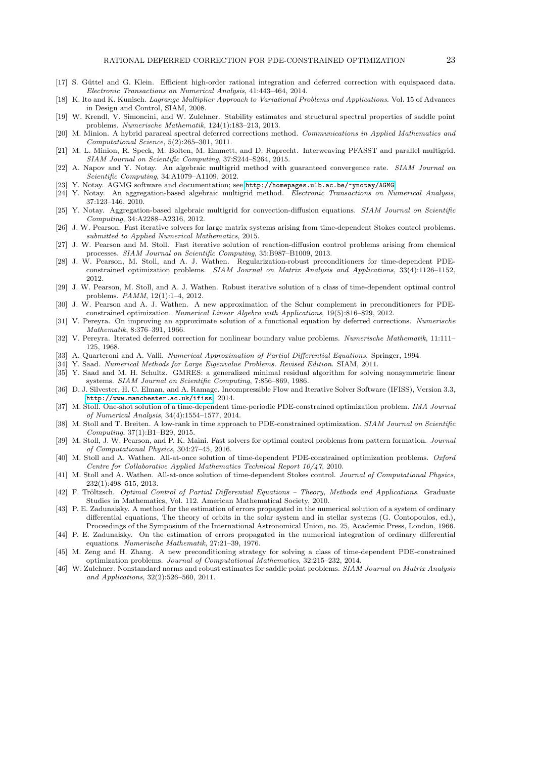- [17] S. Güttel and G. Klein. Efficient high-order rational integration and deferred correction with equispaced data. *Electronic Transactions on Numerical Analysis*, 41:443–464, 2014.
- [18] K. Ito and K. Kunisch. *Lagrange Multiplier Approach to Variational Problems and Applications*. Vol. 15 of Advances in Design and Control, SIAM, 2008.
- [19] W. Krendl, V. Simoncini, and W. Zulehner. Stability estimates and structural spectral properties of saddle point problems. *Numerische Mathematik*, 124(1):183–213, 2013.
- [20] M. Minion. A hybrid parareal spectral deferred corrections method. *Communications in Applied Mathematics and Computational Science*, 5(2):265–301, 2011.
- [21] M. L. Minion, R. Speck, M. Bolten, M. Emmett, and D. Ruprecht. Interweaving PFASST and parallel multigrid. *SIAM Journal on Scientific Computing*, 37:S244–S264, 2015.
- [22] A. Napov and Y. Notay. An algebraic multigrid method with guaranteed convergence rate. *SIAM Journal on Scientific Computing*, 34:A1079–A1109, 2012.
- [23] Y. Notay. AGMG software and documentation; see http://homepages.ulb.ac.be/~ynotay/AGMG.
- [24] Y. Notay. An aggregation-based algebraic multigrid method. *Electronic Transactions on Numerical Analysis*, 37:123–146, 2010.
- [25] Y. Notay. Aggregation-based algebraic multigrid for convection-diffusion equations. *SIAM Journal on Scientific Computing*, 34:A2288–A2316, 2012.
- [26] J. W. Pearson. Fast iterative solvers for large matrix systems arising from time-dependent Stokes control problems. *submitted to Applied Numerical Mathematics*, 2015.
- [27] J. W. Pearson and M. Stoll. Fast iterative solution of reaction-diffusion control problems arising from chemical processes. *SIAM Journal on Scientific Computing*, 35:B987–B1009, 2013.
- [28] J. W. Pearson, M. Stoll, and A. J. Wathen. Regularization-robust preconditioners for time-dependent PDE-constrained optimization problems. *SIAM Journal on Matrix Analysis and Applications*, 33(4):1126–1152, 2012.
- [29] J. W. Pearson, M. Stoll, and A. J. Wathen. Robust iterative solution of a class of time-dependent optimal control problems. *PAMM*, 12(1):1–4, 2012.
- [30] J. W. Pearson and A. J. Wathen. A new approximation of the Schur complement in preconditioners for PDE-constrained optimization. *Numerical Linear Algebra with Applications*, 19(5):816–829, 2012.
- [31] V. Pereyra. On improving an approximate solution of a functional equation by deferred corrections. *Numerische Mathematik*, 8:376–391, 1966.
- [32] V. Pereyra. Iterated deferred correction for nonlinear boundary value problems. *Numerische Mathematik*, 11:111–125, 1968.
- [33] A. Quarteroni and A. Valli. *Numerical Approximation of Partial Differential Equations*. Springer, 1994.
- [34] Y. Saad. *Numerical Methods for Large Eigenvalue Problems. Revised Edition*. SIAM, 2011.
- [35] Y. Saad and M. H. Schultz. GMRES: a generalized minimal residual algorithm for solving nonsymmetric linear systems. *SIAM Journal on Scientific Computing*, 7:856–869, 1986.
- [36] D. J. Silvester, H. C. Elman, and A. Ramage. Incompressible Flow and Iterative Solver Software (IFISS), Version 3.3, http://www.manchester.ac.uk/ifiss, 2014.
- [37] M. Stoll. One-shot solution of a time-dependent time-periodic PDE-constrained optimization problem. *IMA Journal of Numerical Analysis*, 34(4):1554–1577, 2014.
- [38] M. Stoll and T. Breiten. A low-rank in time approach to PDE-constrained optimization. *SIAM Journal on Scientific Computing*, 37(1):B1–B29, 2015.
- [39] M. Stoll, J. W. Pearson, and P. K. Maini. Fast solvers for optimal control problems from pattern formation. *Journal of Computational Physics*, 304:27–45, 2016.
- [40] M. Stoll and A. Wathen. All-at-once solution of time-dependent PDE-constrained optimization problems. *Oxford Centre for Collaborative Applied Mathematics Technical Report 10/47*, 2010.
- [41] M. Stoll and A. Wathen. All-at-once solution of time-dependent Stokes control. *Journal of Computational Physics*, 232(1):498–515, 2013.
- [42] F. Tröltzsch. *Optimal Control of Partial Differential Equations – Theory, Methods and Applications*. Graduate Studies in Mathematics, Vol. 112. American Mathematical Society, 2010.
- [43] P. E. Zadunaisky. A method for the estimation of errors propagated in the numerical solution of a system of ordinary differential equations, The theory of orbits in the solar system and in stellar systems (G. Contopoulos, ed.), Proceedings of the Symposium of the International Astronomical Union, no. 25, Academic Press, London, 1966.
- [44] P. E. Zadunaisky. On the estimation of errors propagated in the numerical integration of ordinary differential equations. *Numerische Mathematik*, 27:21–39, 1976.
- [45] M. Zeng and H. Zhang. A new preconditioning strategy for solving a class of time-dependent PDE-constrained optimization problems. *Journal of Computational Mathematics*, 32:215–232, 2014.
- [46] W. Zulehner. Nonstandard norms and robust estimates for saddle point problems. *SIAM Journal on Matrix Analysis and Applications*, 32(2):526–560, 2011.